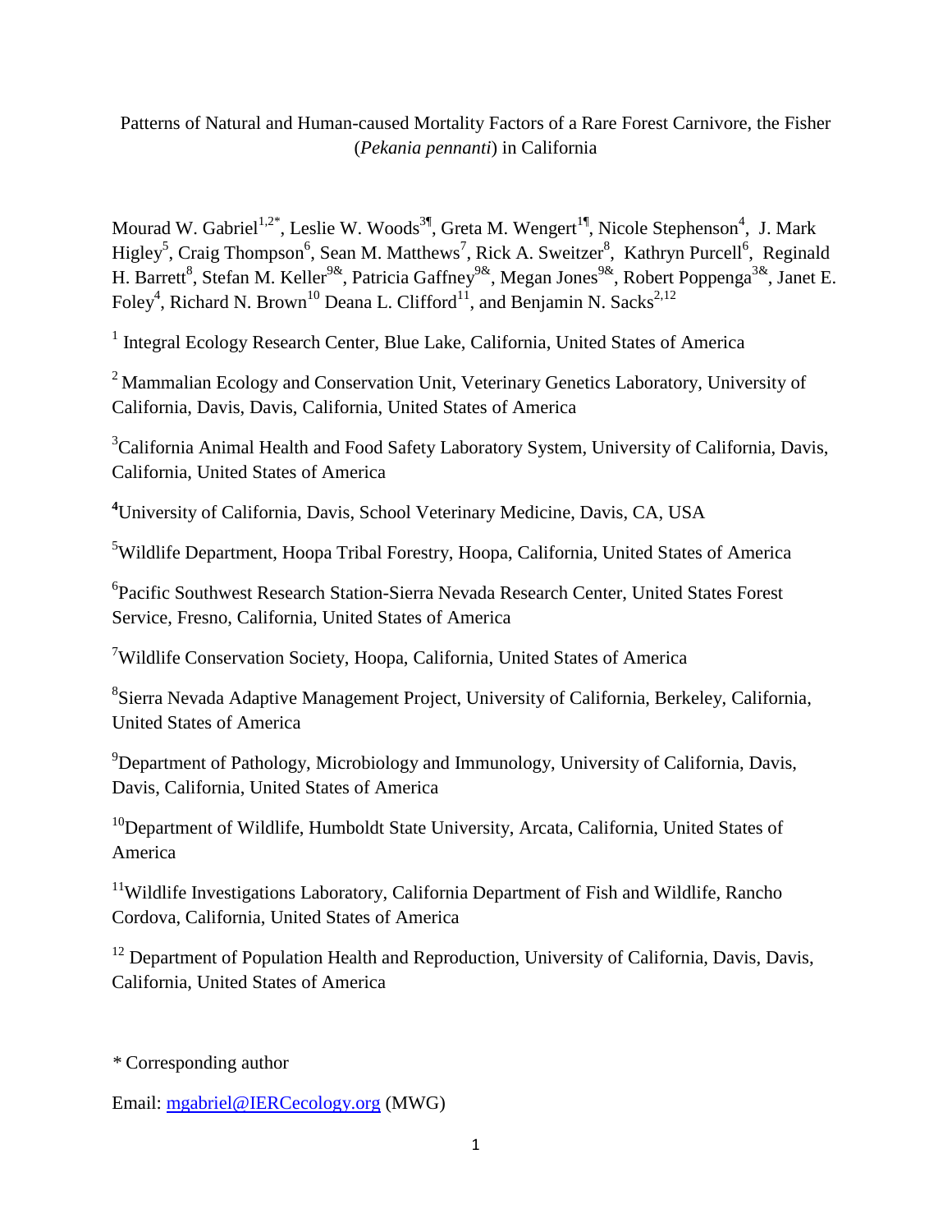# Patterns of Natural and Human-caused Mortality Factors of a Rare Forest Carnivore, the Fisher (*Pekania pennanti*) in California

Mourad W. Gabriel[1,2*], Leslie W. Woods[3¶], Greta M. Wengert[1¶], Nicole Stephenson[4], J. Mark Higley[5], Craig Thompson[6], Sean M. Matthews[7], Rick A. Sweitzer[8], Kathryn Purcell[6], Reginald H. Barrett[8], Stefan M. Keller[9&], Patricia Gaffney[9&], Megan Jones[9&], Robert Poppenga[3&], Janet E. Foley[4], Richard N. Brown[10] Deana L. Clifford[11], and Benjamin N. Sacks[2,12]

[1] Integral Ecology Research Center, Blue Lake, California, United States of America

[2] Mammalian Ecology and Conservation Unit, Veterinary Genetics Laboratory, University of California, Davis, Davis, California, United States of America

[3] California Animal Health and Food Safety Laboratory System, University of California, Davis, California, United States of America

[4] University of California, Davis, School Veterinary Medicine, Davis, CA, USA

[5] Wildlife Department, Hoopa Tribal Forestry, Hoopa, California, United States of America

[6] Pacific Southwest Research Station-Sierra Nevada Research Center, United States Forest Service, Fresno, California, United States of America

[7] Wildlife Conservation Society, Hoopa, California, United States of America

[8] Sierra Nevada Adaptive Management Project, University of California, Berkeley, California, United States of America

[9] Department of Pathology, Microbiology and Immunology, University of California, Davis, Davis, California, United States of America

[10] Department of Wildlife, Humboldt State University, Arcata, California, United States of America

[11] Wildlife Investigations Laboratory, California Department of Fish and Wildlife, Rancho Cordova, California, United States of America

[12] Department of Population Health and Reproduction, University of California, Davis, Davis, California, United States of America

\* Corresponding author

Email: mgabriel@IERCecology.org (MWG)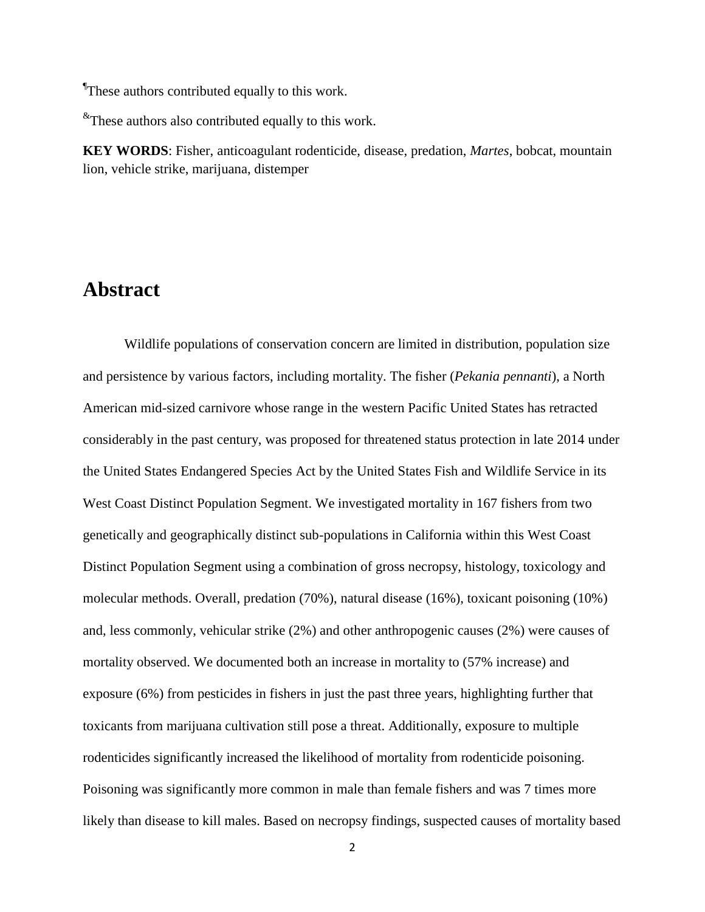¶These authors contributed equally to this work.

&These authors also contributed equally to this work.

**KEY WORDS**: Fisher, anticoagulant rodenticide, disease, predation, *Martes*, bobcat, mountain lion, vehicle strike, marijuana, distemper

# Abstract

Wildlife populations of conservation concern are limited in distribution, population size and persistence by various factors, including mortality. The fisher (*Pekania pennanti*), a North American mid-sized carnivore whose range in the western Pacific United States has retracted considerably in the past century, was proposed for threatened status protection in late 2014 under the United States Endangered Species Act by the United States Fish and Wildlife Service in its West Coast Distinct Population Segment. We investigated mortality in 167 fishers from two genetically and geographically distinct sub-populations in California within this West Coast Distinct Population Segment using a combination of gross necropsy, histology, toxicology and molecular methods. Overall, predation (70%), natural disease (16%), toxicant poisoning (10%) and, less commonly, vehicular strike (2%) and other anthropogenic causes (2%) were causes of mortality observed. We documented both an increase in mortality to (57% increase) and exposure (6%) from pesticides in fishers in just the past three years, highlighting further that toxicants from marijuana cultivation still pose a threat. Additionally, exposure to multiple rodenticides significantly increased the likelihood of mortality from rodenticide poisoning. Poisoning was significantly more common in male than female fishers and was 7 times more likely than disease to kill males. Based on necropsy findings, suspected causes of mortality based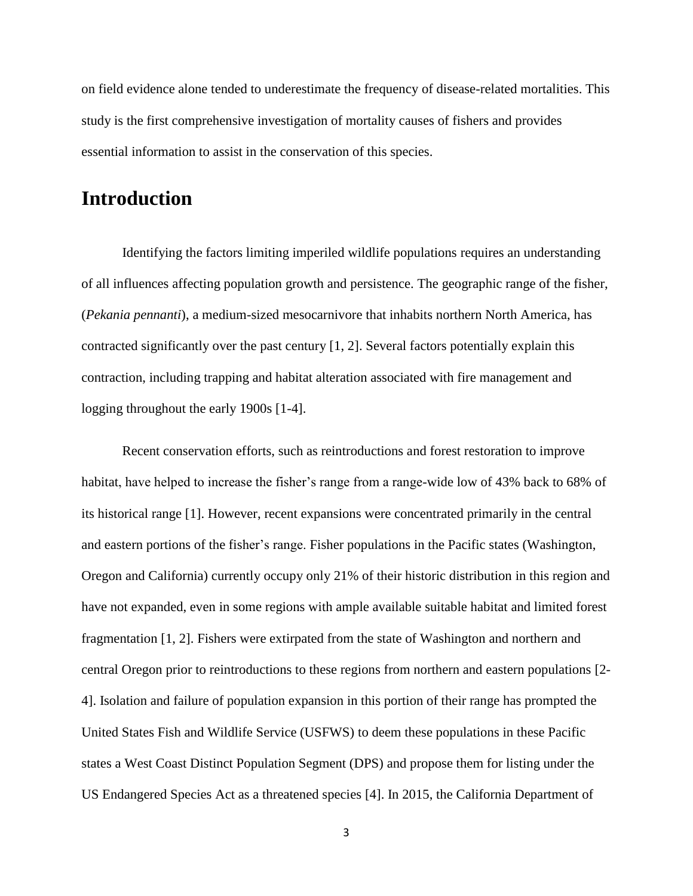on field evidence alone tended to underestimate the frequency of disease-related mortalities. This study is the first comprehensive investigation of mortality causes of fishers and provides essential information to assist in the conservation of this species.

# Introduction

Identifying the factors limiting imperiled wildlife populations requires an understanding of all influences affecting population growth and persistence. The geographic range of the fisher, (*Pekania pennanti*), a medium-sized mesocarnivore that inhabits northern North America, has contracted significantly over the past century [1, 2]. Several factors potentially explain this contraction, including trapping and habitat alteration associated with fire management and logging throughout the early 1900s [1-4].

Recent conservation efforts, such as reintroductions and forest restoration to improve habitat, have helped to increase the fisher's range from a range-wide low of 43% back to 68% of its historical range [1]. However, recent expansions were concentrated primarily in the central and eastern portions of the fisher's range. Fisher populations in the Pacific states (Washington, Oregon and California) currently occupy only 21% of their historic distribution in this region and have not expanded, even in some regions with ample available suitable habitat and limited forest fragmentation [1, 2]. Fishers were extirpated from the state of Washington and northern and central Oregon prior to reintroductions to these regions from northern and eastern populations [2-4]. Isolation and failure of population expansion in this portion of their range has prompted the United States Fish and Wildlife Service (USFWS) to deem these populations in these Pacific states a West Coast Distinct Population Segment (DPS) and propose them for listing under the US Endangered Species Act as a threatened species [4]. In 2015, the California Department of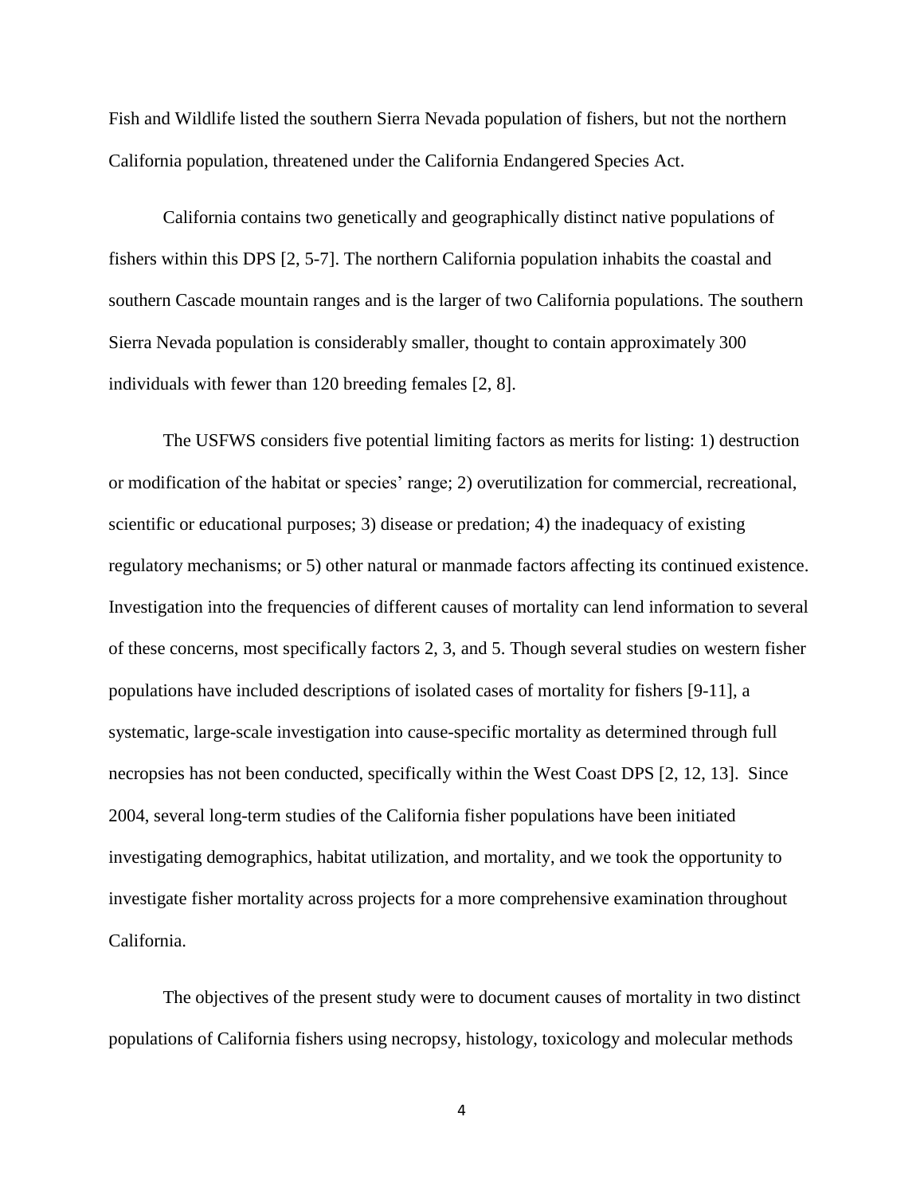Fish and Wildlife listed the southern Sierra Nevada population of fishers, but not the northern California population, threatened under the California Endangered Species Act.

California contains two genetically and geographically distinct native populations of fishers within this DPS [2, 5-7]. The northern California population inhabits the coastal and southern Cascade mountain ranges and is the larger of two California populations. The southern Sierra Nevada population is considerably smaller, thought to contain approximately 300 individuals with fewer than 120 breeding females [2, 8].

The USFWS considers five potential limiting factors as merits for listing: 1) destruction or modification of the habitat or species' range; 2) overutilization for commercial, recreational, scientific or educational purposes; 3) disease or predation; 4) the inadequacy of existing regulatory mechanisms; or 5) other natural or manmade factors affecting its continued existence. Investigation into the frequencies of different causes of mortality can lend information to several of these concerns, most specifically factors 2, 3, and 5. Though several studies on western fisher populations have included descriptions of isolated cases of mortality for fishers [9-11], a systematic, large-scale investigation into cause-specific mortality as determined through full necropsies has not been conducted, specifically within the West Coast DPS [2, 12, 13]. Since 2004, several long-term studies of the California fisher populations have been initiated investigating demographics, habitat utilization, and mortality, and we took the opportunity to investigate fisher mortality across projects for a more comprehensive examination throughout California.

The objectives of the present study were to document causes of mortality in two distinct populations of California fishers using necropsy, histology, toxicology and molecular methods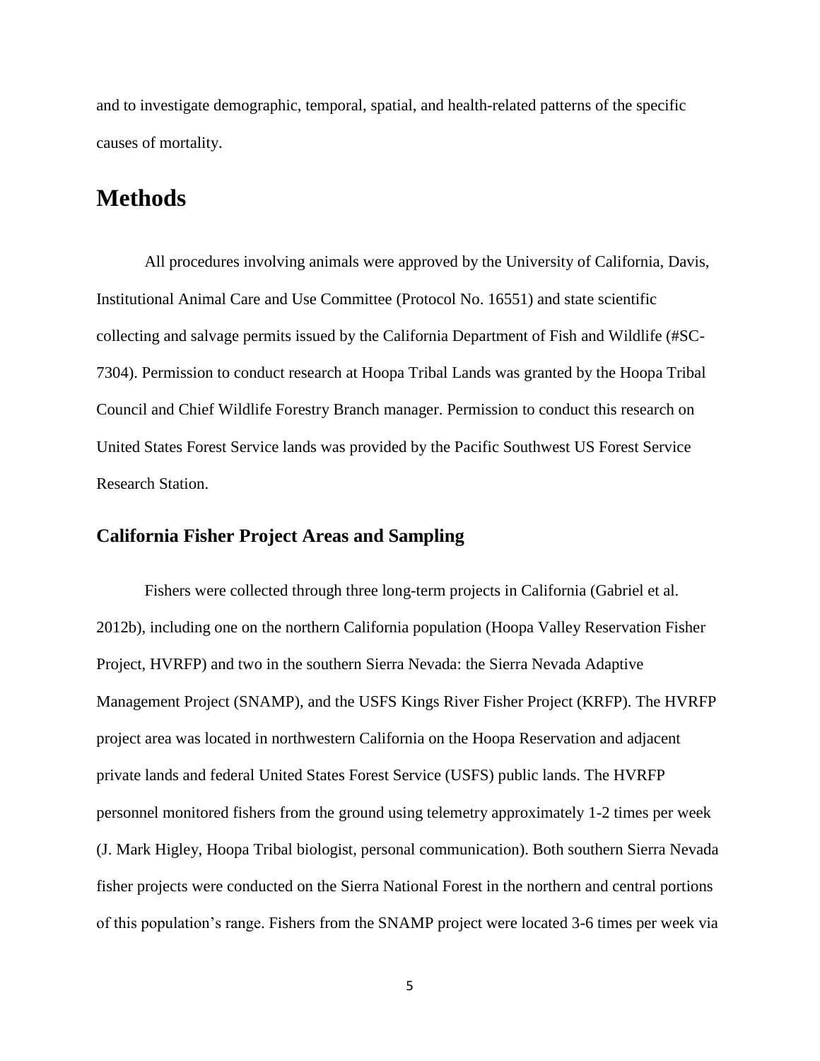and to investigate demographic, temporal, spatial, and health-related patterns of the specific causes of mortality.

# Methods

All procedures involving animals were approved by the University of California, Davis, Institutional Animal Care and Use Committee (Protocol No. 16551) and state scientific collecting and salvage permits issued by the California Department of Fish and Wildlife (#SC-7304). Permission to conduct research at Hoopa Tribal Lands was granted by the Hoopa Tribal Council and Chief Wildlife Forestry Branch manager. Permission to conduct this research on United States Forest Service lands was provided by the Pacific Southwest US Forest Service Research Station.

## California Fisher Project Areas and Sampling

Fishers were collected through three long-term projects in California (Gabriel et al. 2012b), including one on the northern California population (Hoopa Valley Reservation Fisher Project, HVRFP) and two in the southern Sierra Nevada: the Sierra Nevada Adaptive Management Project (SNAMP), and the USFS Kings River Fisher Project (KRFP). The HVRFP project area was located in northwestern California on the Hoopa Reservation and adjacent private lands and federal United States Forest Service (USFS) public lands. The HVRFP personnel monitored fishers from the ground using telemetry approximately 1-2 times per week (J. Mark Higley, Hoopa Tribal biologist, personal communication). Both southern Sierra Nevada fisher projects were conducted on the Sierra National Forest in the northern and central portions of this population's range. Fishers from the SNAMP project were located 3-6 times per week via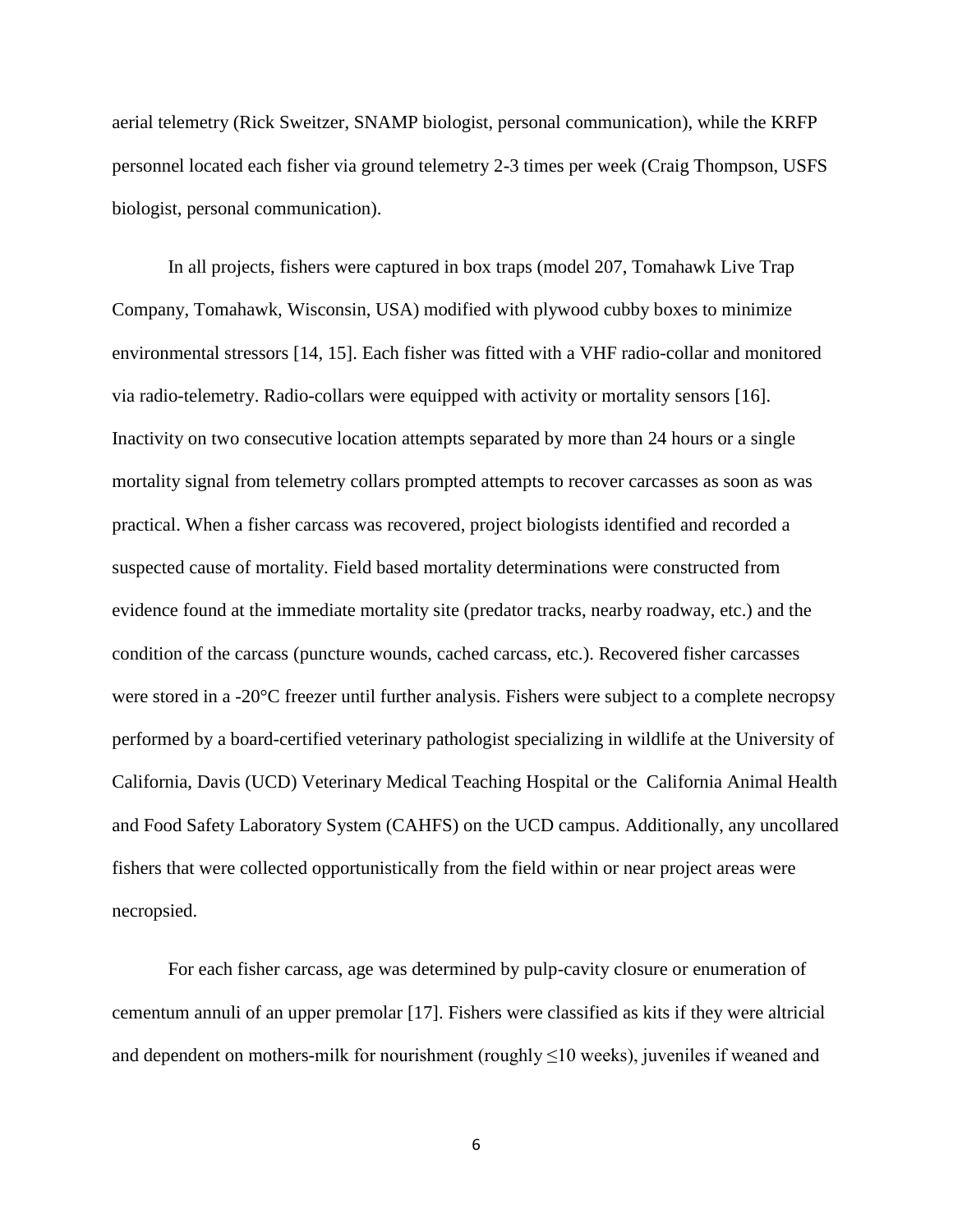aerial telemetry (Rick Sweitzer, SNAMP biologist, personal communication), while the KRFP personnel located each fisher via ground telemetry 2-3 times per week (Craig Thompson, USFS biologist, personal communication).

In all projects, fishers were captured in box traps (model 207, Tomahawk Live Trap Company, Tomahawk, Wisconsin, USA) modified with plywood cubby boxes to minimize environmental stressors [14, 15]. Each fisher was fitted with a VHF radio-collar and monitored via radio-telemetry. Radio-collars were equipped with activity or mortality sensors [16]. Inactivity on two consecutive location attempts separated by more than 24 hours or a single mortality signal from telemetry collars prompted attempts to recover carcasses as soon as was practical. When a fisher carcass was recovered, project biologists identified and recorded a suspected cause of mortality. Field based mortality determinations were constructed from evidence found at the immediate mortality site (predator tracks, nearby roadway, etc.) and the condition of the carcass (puncture wounds, cached carcass, etc.). Recovered fisher carcasses were stored in a -20°C freezer until further analysis. Fishers were subject to a complete necropsy performed by a board-certified veterinary pathologist specializing in wildlife at the University of California, Davis (UCD) Veterinary Medical Teaching Hospital or the California Animal Health and Food Safety Laboratory System (CAHFS) on the UCD campus. Additionally, any uncollared fishers that were collected opportunistically from the field within or near project areas were necropsied.

For each fisher carcass, age was determined by pulp-cavity closure or enumeration of cementum annuli of an upper premolar [17]. Fishers were classified as kits if they were altricial and dependent on mothers-milk for nourishment (roughly ≤10 weeks), juveniles if weaned and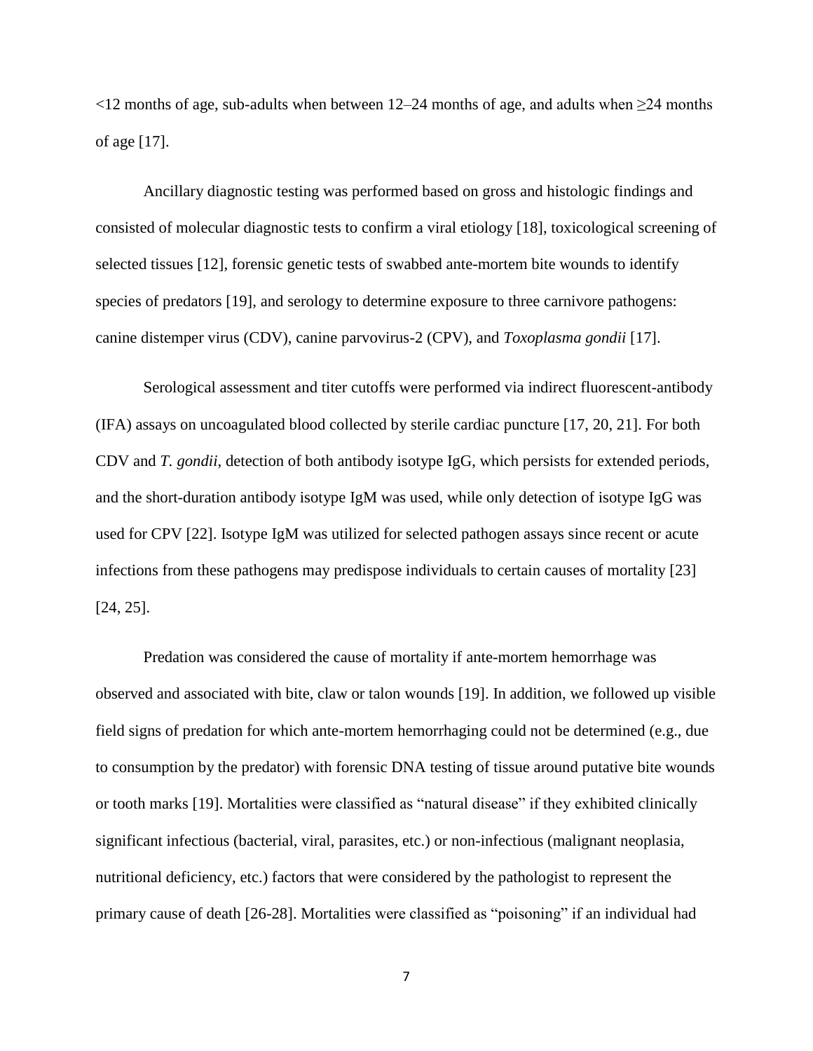<12 months of age, sub-adults when between 12–24 months of age, and adults when ≥24 months of age [17].

Ancillary diagnostic testing was performed based on gross and histologic findings and consisted of molecular diagnostic tests to confirm a viral etiology [18], toxicological screening of selected tissues [12], forensic genetic tests of swabbed ante-mortem bite wounds to identify species of predators [19], and serology to determine exposure to three carnivore pathogens: canine distemper virus (CDV), canine parvovirus-2 (CPV), and *Toxoplasma gondii* [17].

Serological assessment and titer cutoffs were performed via indirect fluorescent-antibody (IFA) assays on uncoagulated blood collected by sterile cardiac puncture [17, 20, 21]. For both CDV and *T. gondii*, detection of both antibody isotype IgG, which persists for extended periods, and the short-duration antibody isotype IgM was used, while only detection of isotype IgG was used for CPV [22]. Isotype IgM was utilized for selected pathogen assays since recent or acute infections from these pathogens may predispose individuals to certain causes of mortality [23] [24, 25].

Predation was considered the cause of mortality if ante-mortem hemorrhage was observed and associated with bite, claw or talon wounds [19]. In addition, we followed up visible field signs of predation for which ante-mortem hemorrhaging could not be determined (e.g., due to consumption by the predator) with forensic DNA testing of tissue around putative bite wounds or tooth marks [19]. Mortalities were classified as "natural disease" if they exhibited clinically significant infectious (bacterial, viral, parasites, etc.) or non-infectious (malignant neoplasia, nutritional deficiency, etc.) factors that were considered by the pathologist to represent the primary cause of death [26-28]. Mortalities were classified as "poisoning" if an individual had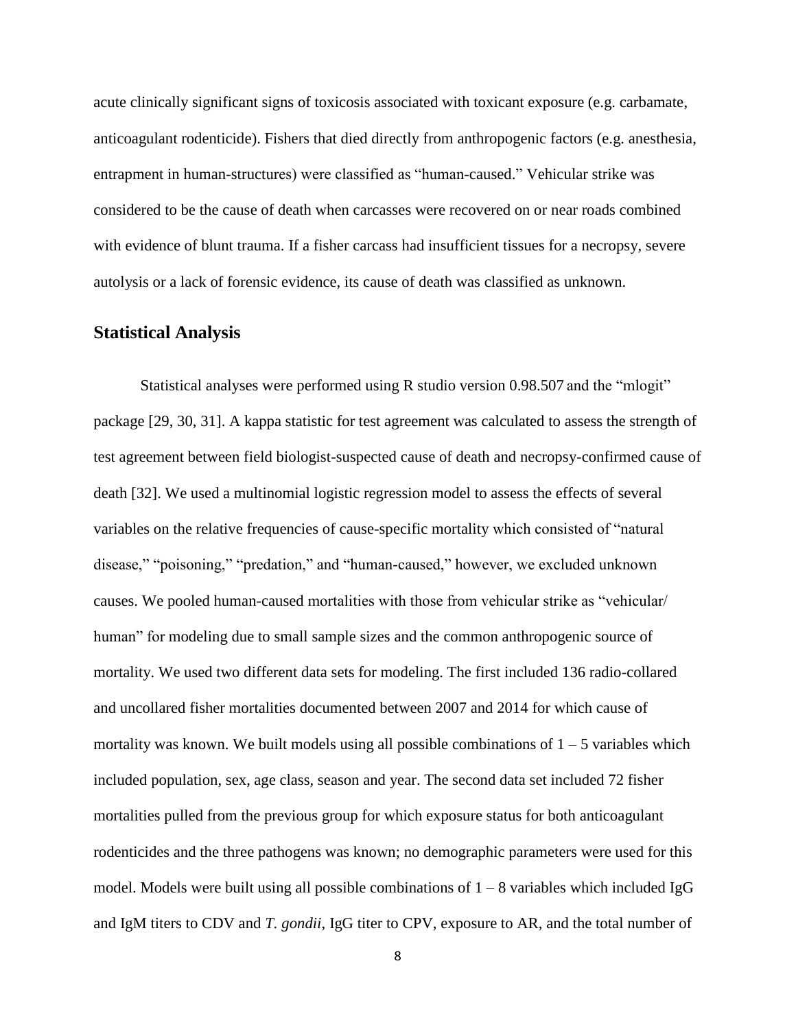acute clinically significant signs of toxicosis associated with toxicant exposure (e.g. carbamate, anticoagulant rodenticide). Fishers that died directly from anthropogenic factors (e.g. anesthesia, entrapment in human-structures) were classified as "human-caused." Vehicular strike was considered to be the cause of death when carcasses were recovered on or near roads combined with evidence of blunt trauma. If a fisher carcass had insufficient tissues for a necropsy, severe autolysis or a lack of forensic evidence, its cause of death was classified as unknown.

## Statistical Analysis

Statistical analyses were performed using R studio version 0.98.507 and the "mlogit" package [29, 30, 31]. A kappa statistic for test agreement was calculated to assess the strength of test agreement between field biologist-suspected cause of death and necropsy-confirmed cause of death [32]. We used a multinomial logistic regression model to assess the effects of several variables on the relative frequencies of cause-specific mortality which consisted of "natural disease," "poisoning," "predation," and "human-caused," however, we excluded unknown causes. We pooled human-caused mortalities with those from vehicular strike as "vehicular/ human" for modeling due to small sample sizes and the common anthropogenic source of mortality. We used two different data sets for modeling. The first included 136 radio-collared and uncollared fisher mortalities documented between 2007 and 2014 for which cause of mortality was known. We built models using all possible combinations of 1 – 5 variables which included population, sex, age class, season and year. The second data set included 72 fisher mortalities pulled from the previous group for which exposure status for both anticoagulant rodenticides and the three pathogens was known; no demographic parameters were used for this model. Models were built using all possible combinations of 1 – 8 variables which included IgG and IgM titers to CDV and *T. gondii*, IgG titer to CPV, exposure to AR, and the total number of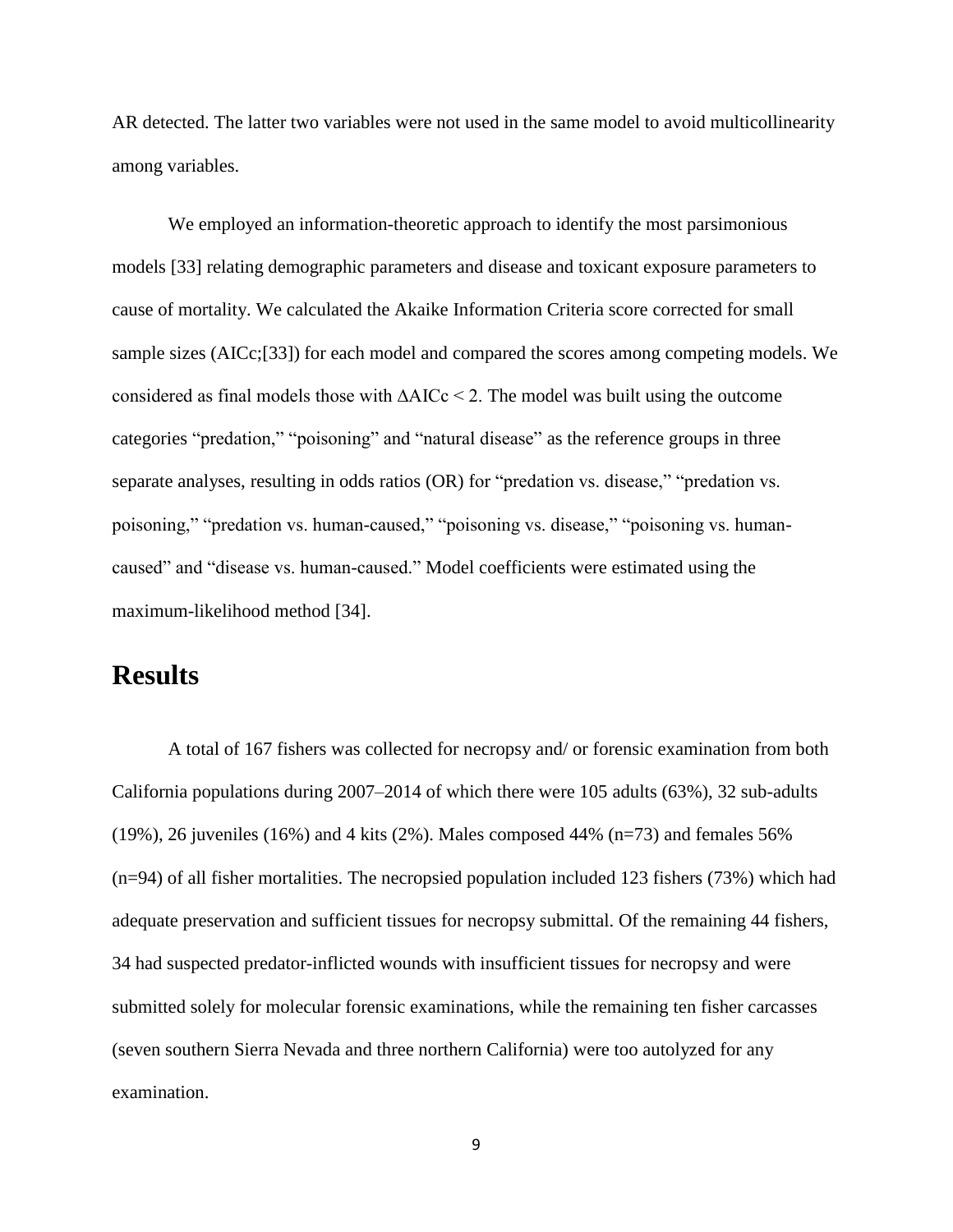AR detected. The latter two variables were not used in the same model to avoid multicollinearity among variables.

We employed an information-theoretic approach to identify the most parsimonious models [33] relating demographic parameters and disease and toxicant exposure parameters to cause of mortality. We calculated the Akaike Information Criteria score corrected for small sample sizes (AICc;[33]) for each model and compared the scores among competing models. We considered as final models those with $\Delta$AICc < 2. The model was built using the outcome categories "predation," "poisoning" and "natural disease" as the reference groups in three separate analyses, resulting in odds ratios (OR) for "predation vs. disease," "predation vs. poisoning," "predation vs. human-caused," "poisoning vs. disease," "poisoning vs. human-caused" and "disease vs. human-caused." Model coefficients were estimated using the maximum-likelihood method [34].

# Results

A total of 167 fishers was collected for necropsy and/ or forensic examination from both California populations during 2007–2014 of which there were 105 adults (63%), 32 sub-adults (19%), 26 juveniles (16%) and 4 kits (2%). Males composed 44% (n=73) and females 56% (n=94) of all fisher mortalities. The necropsied population included 123 fishers (73%) which had adequate preservation and sufficient tissues for necropsy submittal. Of the remaining 44 fishers, 34 had suspected predator-inflicted wounds with insufficient tissues for necropsy and were submitted solely for molecular forensic examinations, while the remaining ten fisher carcasses (seven southern Sierra Nevada and three northern California) were too autolyzed for any examination.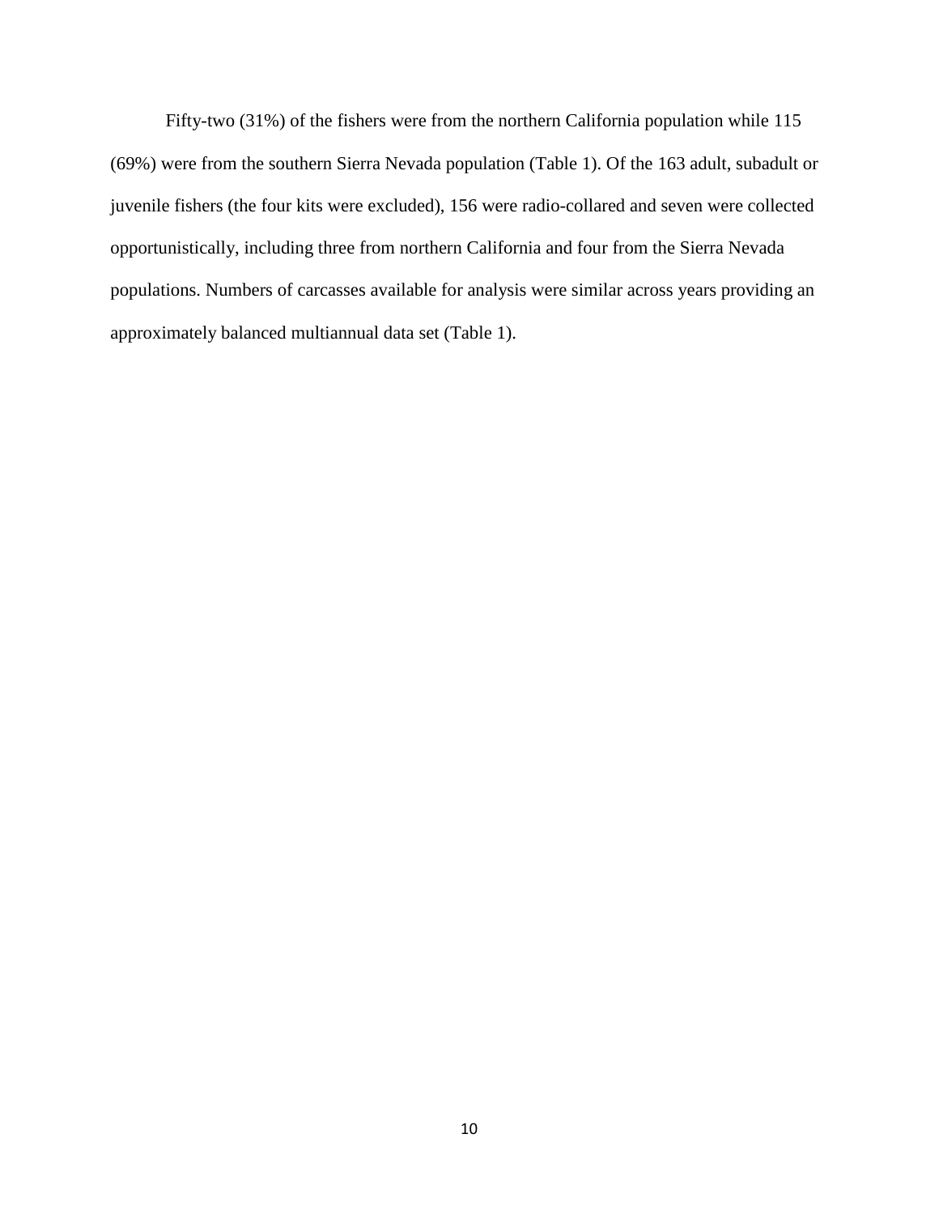Fifty-two (31%) of the fishers were from the northern California population while 115 (69%) were from the southern Sierra Nevada population (Table 1). Of the 163 adult, subadult or juvenile fishers (the four kits were excluded), 156 were radio-collared and seven were collected opportunistically, including three from northern California and four from the Sierra Nevada populations. Numbers of carcasses available for analysis were similar across years providing an approximately balanced multiannual data set (Table 1).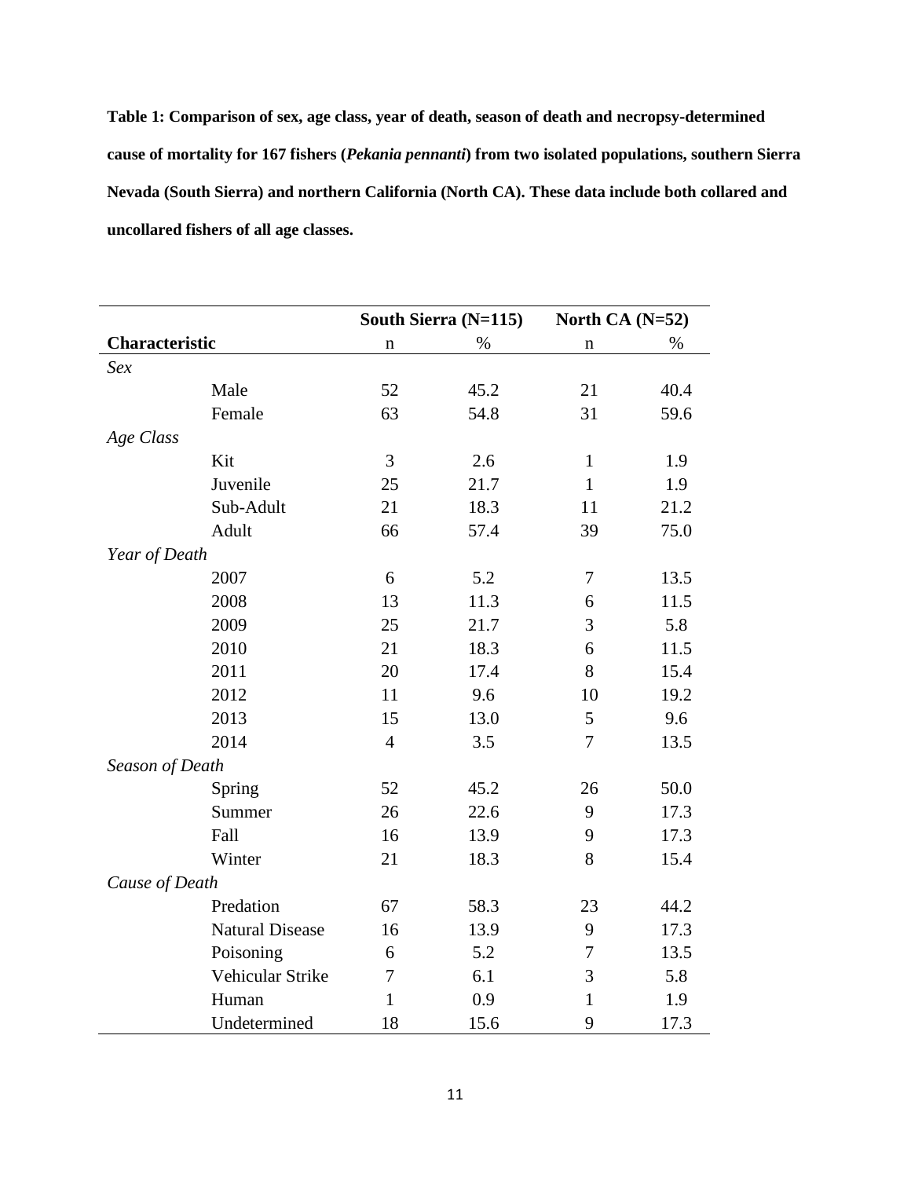**Table 1: Comparison of sex, age class, year of death, season of death and necropsy-determined cause of mortality for 167 fishers (*Pekania pennanti*) from two isolated populations, southern Sierra Nevada (South Sierra) and northern California (North CA). These data include both collared and uncollared fishers of all age classes.**

| Characteristic | | South Sierra (N=115) | | North CA (N=52) | |
|---|---|---|---|---|---|
| | | n | % | n | % |
| *Sex* | | | | | |
| | Male | 52 | 45.2 | 21 | 40.4 |
| | Female | 63 | 54.8 | 31 | 59.6 |
| *Age Class* | | | | | |
| | Kit | 3 | 2.6 | 1 | 1.9 |
| | Juvenile | 25 | 21.7 | 1 | 1.9 |
| | Sub-Adult | 21 | 18.3 | 11 | 21.2 |
| | Adult | 66 | 57.4 | 39 | 75.0 |
| *Year of Death* | | | | | |
| | 2007 | 6 | 5.2 | 7 | 13.5 |
| | 2008 | 13 | 11.3 | 6 | 11.5 |
| | 2009 | 25 | 21.7 | 3 | 5.8 |
| | 2010 | 21 | 18.3 | 6 | 11.5 |
| | 2011 | 20 | 17.4 | 8 | 15.4 |
| | 2012 | 11 | 9.6 | 10 | 19.2 |
| | 2013 | 15 | 13.0 | 5 | 9.6 |
| | 2014 | 4 | 3.5 | 7 | 13.5 |
| *Season of Death* | | | | | |
| | Spring | 52 | 45.2 | 26 | 50.0 |
| | Summer | 26 | 22.6 | 9 | 17.3 |
| | Fall | 16 | 13.9 | 9 | 17.3 |
| | Winter | 21 | 18.3 | 8 | 15.4 |
| *Cause of Death* | | | | | |
| | Predation | 67 | 58.3 | 23 | 44.2 |
| | Natural Disease | 16 | 13.9 | 9 | 17.3 |
| | Poisoning | 6 | 5.2 | 7 | 13.5 |
| | Vehicular Strike | 7 | 6.1 | 3 | 5.8 |
| | Human | 1 | 0.9 | 1 | 1.9 |
| | Undetermined | 18 | 15.6 | 9 | 17.3 |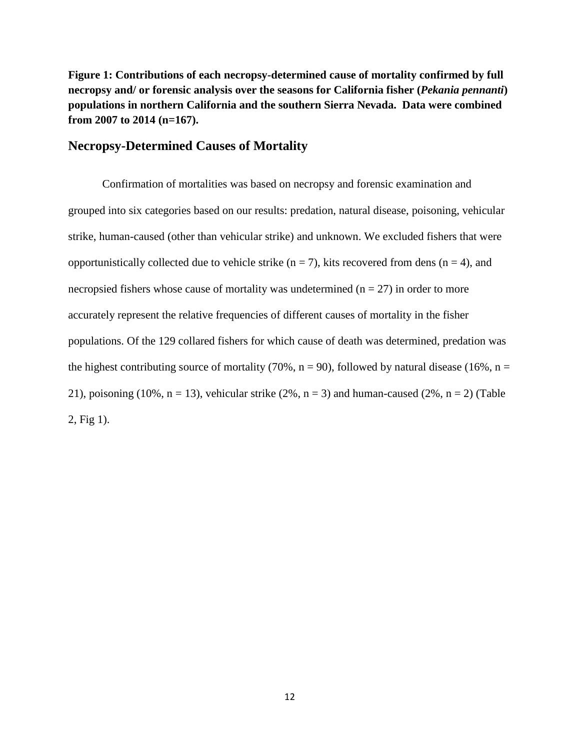**Figure 1: Contributions of each necropsy-determined cause of mortality confirmed by full necropsy and/ or forensic analysis over the seasons for California fisher (*Pekania pennanti*) populations in northern California and the southern Sierra Nevada. Data were combined from 2007 to 2014 (n=167).**

## Necropsy-Determined Causes of Mortality

Confirmation of mortalities was based on necropsy and forensic examination and grouped into six categories based on our results: predation, natural disease, poisoning, vehicular strike, human-caused (other than vehicular strike) and unknown. We excluded fishers that were opportunistically collected due to vehicle strike (n = 7), kits recovered from dens (n = 4), and necropsied fishers whose cause of mortality was undetermined (n = 27) in order to more accurately represent the relative frequencies of different causes of mortality in the fisher populations. Of the 129 collared fishers for which cause of death was determined, predation was the highest contributing source of mortality (70%, n = 90), followed by natural disease (16%, n = 21), poisoning (10%, n = 13), vehicular strike (2%, n = 3) and human-caused (2%, n = 2) (Table 2, Fig 1).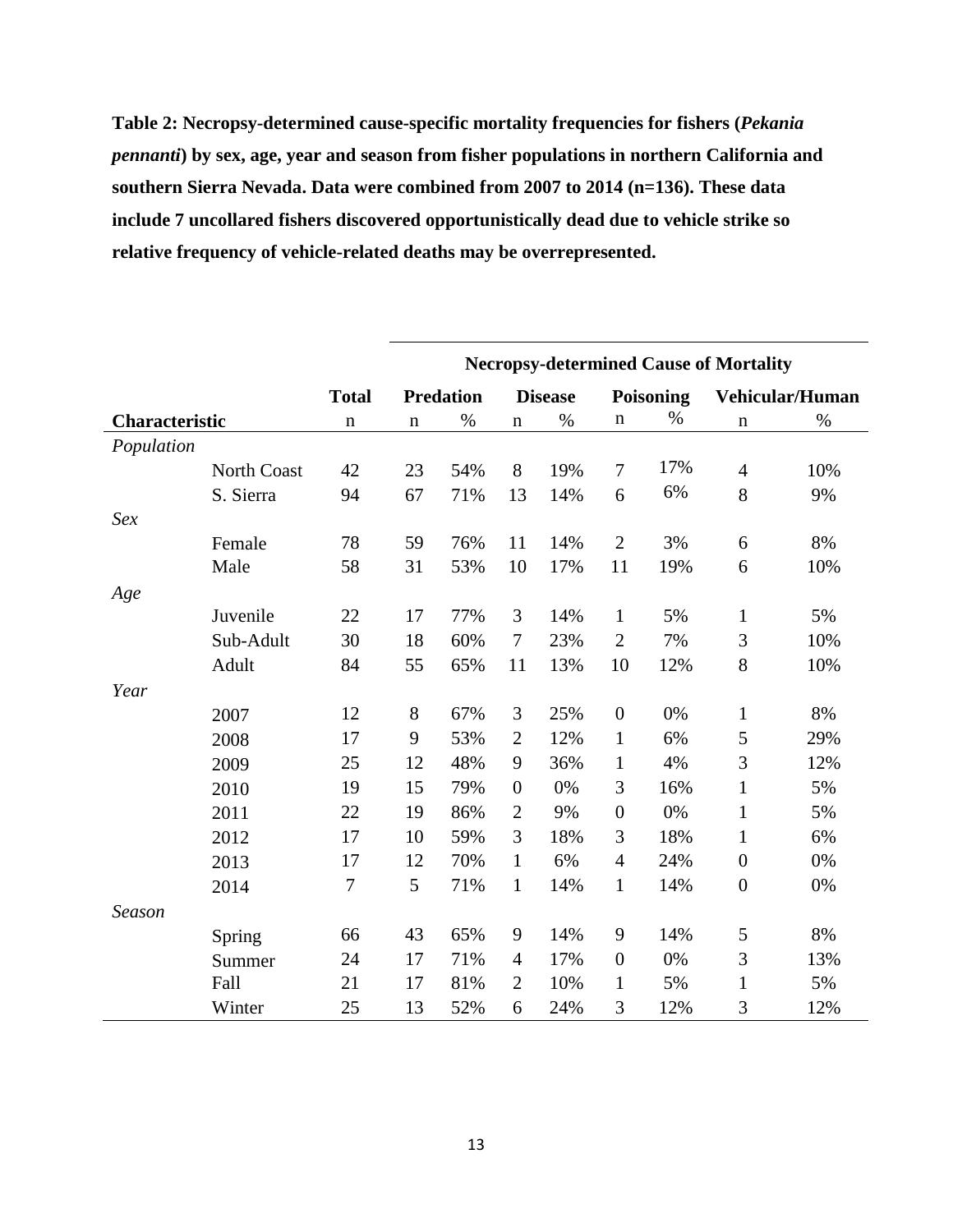**Table 2: Necropsy-determined cause-specific mortality frequencies for fishers (*Pekania pennanti*) by sex, age, year and season from fisher populations in northern California and southern Sierra Nevada. Data were combined from 2007 to 2014 (n=136). These data include 7 uncollared fishers discovered opportunistically dead due to vehicle strike so relative frequency of vehicle-related deaths may be overrepresented.**

| | | | Necropsy-determined Cause of Mortality | | | | | | | |
|---|---|---|---|---|---|---|---|---|---|---|
| | | **Total** | **Predation** | | **Disease** | | **Poisoning** | | **Vehicular/Human** | |
| **Characteristic** | | n | n | % | n | % | n | % | n | % |
| *Population* | | | | | | | | | | |
| | North Coast | 42 | 23 | 54% | 8 | 19% | 7 | 17% | 4 | 10% |
| | S. Sierra | 94 | 67 | 71% | 13 | 14% | 6 | 6% | 8 | 9% |
| *Sex* | | | | | | | | | | |
| | Female | 78 | 59 | 76% | 11 | 14% | 2 | 3% | 6 | 8% |
| | Male | 58 | 31 | 53% | 10 | 17% | 11 | 19% | 6 | 10% |
| *Age* | | | | | | | | | | |
| | Juvenile | 22 | 17 | 77% | 3 | 14% | 1 | 5% | 1 | 5% |
| | Sub-Adult | 30 | 18 | 60% | 7 | 23% | 2 | 7% | 3 | 10% |
| | Adult | 84 | 55 | 65% | 11 | 13% | 10 | 12% | 8 | 10% |
| *Year* | | | | | | | | | | |
| | 2007 | 12 | 8 | 67% | 3 | 25% | 0 | 0% | 1 | 8% |
| | 2008 | 17 | 9 | 53% | 2 | 12% | 1 | 6% | 5 | 29% |
| | 2009 | 25 | 12 | 48% | 9 | 36% | 1 | 4% | 3 | 12% |
| | 2010 | 19 | 15 | 79% | 0 | 0% | 3 | 16% | 1 | 5% |
| | 2011 | 22 | 19 | 86% | 2 | 9% | 0 | 0% | 1 | 5% |
| | 2012 | 17 | 10 | 59% | 3 | 18% | 3 | 18% | 1 | 6% |
| | 2013 | 17 | 12 | 70% | 1 | 6% | 4 | 24% | 0 | 0% |
| | 2014 | 7 | 5 | 71% | 1 | 14% | 1 | 14% | 0 | 0% |
| *Season* | | | | | | | | | | |
| | Spring | 66 | 43 | 65% | 9 | 14% | 9 | 14% | 5 | 8% |
| | Summer | 24 | 17 | 71% | 4 | 17% | 0 | 0% | 3 | 13% |
| | Fall | 21 | 17 | 81% | 2 | 10% | 1 | 5% | 1 | 5% |
| | Winter | 25 | 13 | 52% | 6 | 24% | 3 | 12% | 3 | 12% |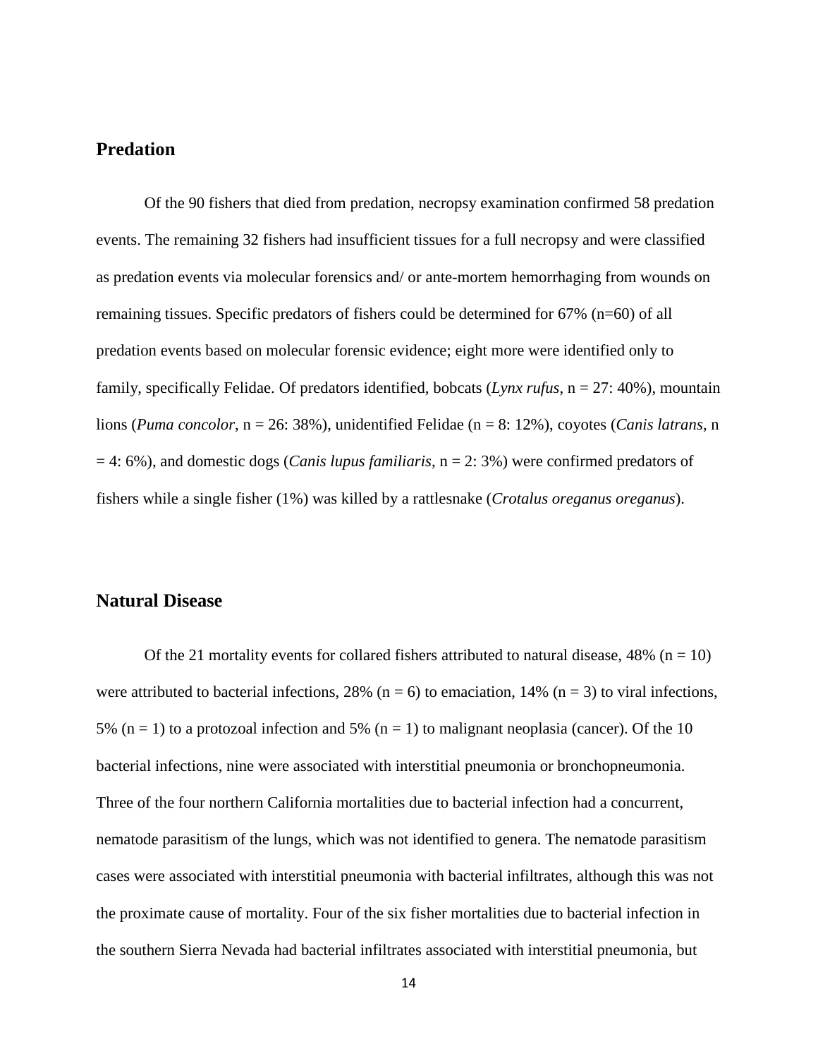## Predation

Of the 90 fishers that died from predation, necropsy examination confirmed 58 predation events. The remaining 32 fishers had insufficient tissues for a full necropsy and were classified as predation events via molecular forensics and/ or ante-mortem hemorrhaging from wounds on remaining tissues. Specific predators of fishers could be determined for 67% (n=60) of all predation events based on molecular forensic evidence; eight more were identified only to family, specifically Felidae. Of predators identified, bobcats (*Lynx rufus*, n = 27: 40%), mountain lions (*Puma concolor*, n = 26: 38%), unidentified Felidae (n = 8: 12%), coyotes (*Canis latrans*, n = 4: 6%), and domestic dogs (*Canis lupus familiaris*, n = 2: 3%) were confirmed predators of fishers while a single fisher (1%) was killed by a rattlesnake (*Crotalus oreganus oreganus*).

## Natural Disease

Of the 21 mortality events for collared fishers attributed to natural disease, 48% (n = 10) were attributed to bacterial infections, 28% (n = 6) to emaciation, 14% (n = 3) to viral infections, 5% (n = 1) to a protozoal infection and 5% (n = 1) to malignant neoplasia (cancer). Of the 10 bacterial infections, nine were associated with interstitial pneumonia or bronchopneumonia. Three of the four northern California mortalities due to bacterial infection had a concurrent, nematode parasitism of the lungs, which was not identified to genera. The nematode parasitism cases were associated with interstitial pneumonia with bacterial infiltrates, although this was not the proximate cause of mortality. Four of the six fisher mortalities due to bacterial infection in the southern Sierra Nevada had bacterial infiltrates associated with interstitial pneumonia, but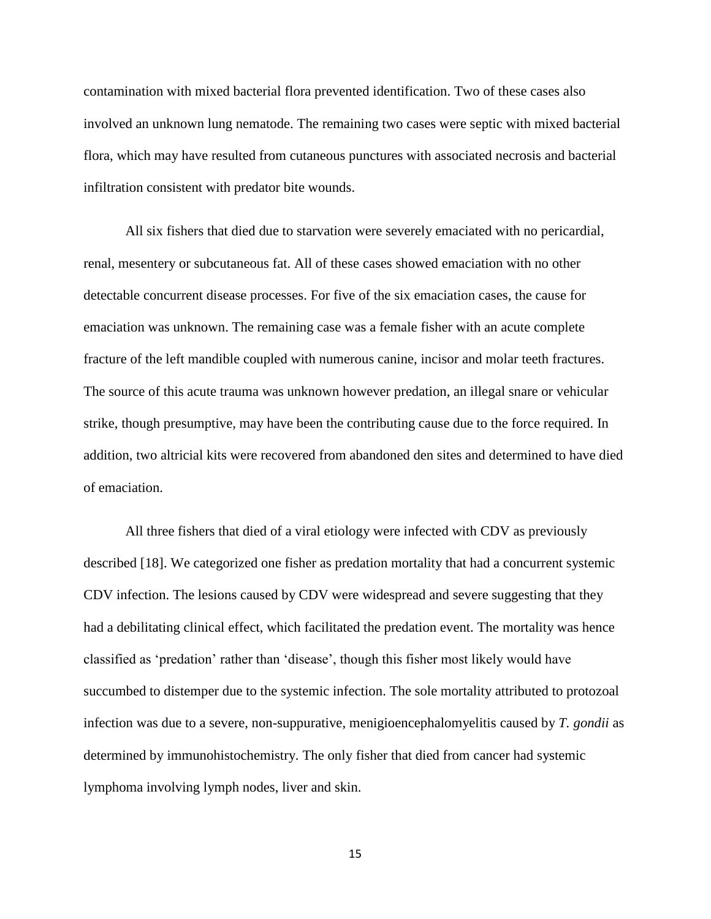contamination with mixed bacterial flora prevented identification. Two of these cases also involved an unknown lung nematode. The remaining two cases were septic with mixed bacterial flora, which may have resulted from cutaneous punctures with associated necrosis and bacterial infiltration consistent with predator bite wounds.

All six fishers that died due to starvation were severely emaciated with no pericardial, renal, mesentery or subcutaneous fat. All of these cases showed emaciation with no other detectable concurrent disease processes. For five of the six emaciation cases, the cause for emaciation was unknown. The remaining case was a female fisher with an acute complete fracture of the left mandible coupled with numerous canine, incisor and molar teeth fractures. The source of this acute trauma was unknown however predation, an illegal snare or vehicular strike, though presumptive, may have been the contributing cause due to the force required. In addition, two altricial kits were recovered from abandoned den sites and determined to have died of emaciation.

All three fishers that died of a viral etiology were infected with CDV as previously described [18]. We categorized one fisher as predation mortality that had a concurrent systemic CDV infection. The lesions caused by CDV were widespread and severe suggesting that they had a debilitating clinical effect, which facilitated the predation event. The mortality was hence classified as 'predation' rather than 'disease', though this fisher most likely would have succumbed to distemper due to the systemic infection. The sole mortality attributed to protozoal infection was due to a severe, non-suppurative, menigioencephalomyelitis caused by *T. gondii* as determined by immunohistochemistry. The only fisher that died from cancer had systemic lymphoma involving lymph nodes, liver and skin.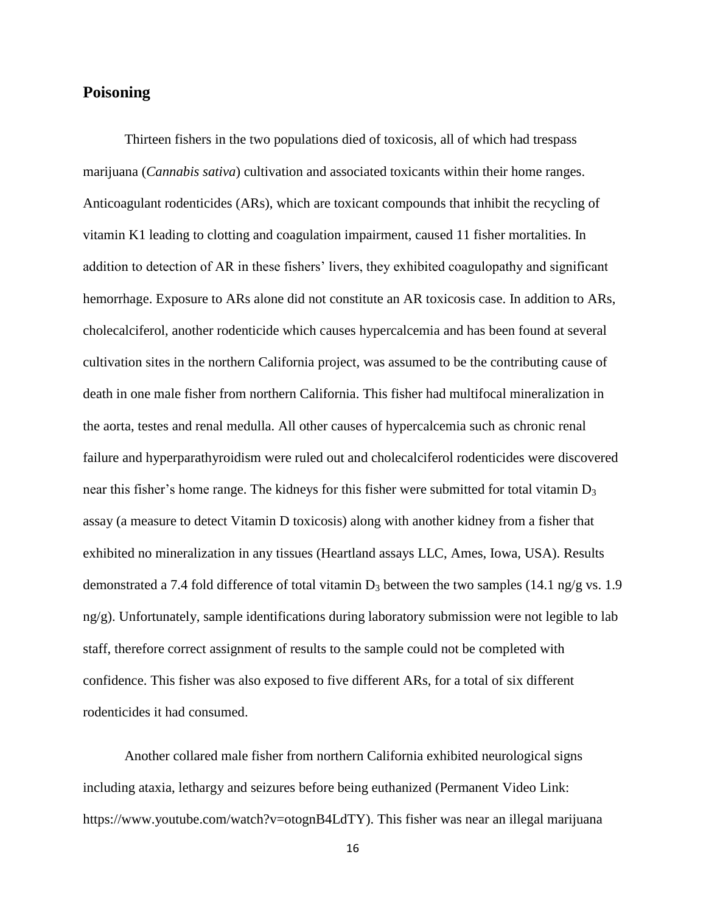## Poisoning

Thirteen fishers in the two populations died of toxicosis, all of which had trespass marijuana (*Cannabis sativa*) cultivation and associated toxicants within their home ranges. Anticoagulant rodenticides (ARs), which are toxicant compounds that inhibit the recycling of vitamin K1 leading to clotting and coagulation impairment, caused 11 fisher mortalities. In addition to detection of AR in these fishers' livers, they exhibited coagulopathy and significant hemorrhage. Exposure to ARs alone did not constitute an AR toxicosis case. In addition to ARs, cholecalciferol, another rodenticide which causes hypercalcemia and has been found at several cultivation sites in the northern California project, was assumed to be the contributing cause of death in one male fisher from northern California. This fisher had multifocal mineralization in the aorta, testes and renal medulla. All other causes of hypercalcemia such as chronic renal failure and hyperparathyroidism were ruled out and cholecalciferol rodenticides were discovered near this fisher's home range. The kidneys for this fisher were submitted for total vitamin $D_3$ assay (a measure to detect Vitamin D toxicosis) along with another kidney from a fisher that exhibited no mineralization in any tissues (Heartland assays LLC, Ames, Iowa, USA). Results demonstrated a 7.4 fold difference of total vitamin $D_3$ between the two samples (14.1 ng/g vs. 1.9 ng/g). Unfortunately, sample identifications during laboratory submission were not legible to lab staff, therefore correct assignment of results to the sample could not be completed with confidence. This fisher was also exposed to five different ARs, for a total of six different rodenticides it had consumed.

Another collared male fisher from northern California exhibited neurological signs including ataxia, lethargy and seizures before being euthanized (Permanent Video Link: https://www.youtube.com/watch?v=otognB4LdTY). This fisher was near an illegal marijuana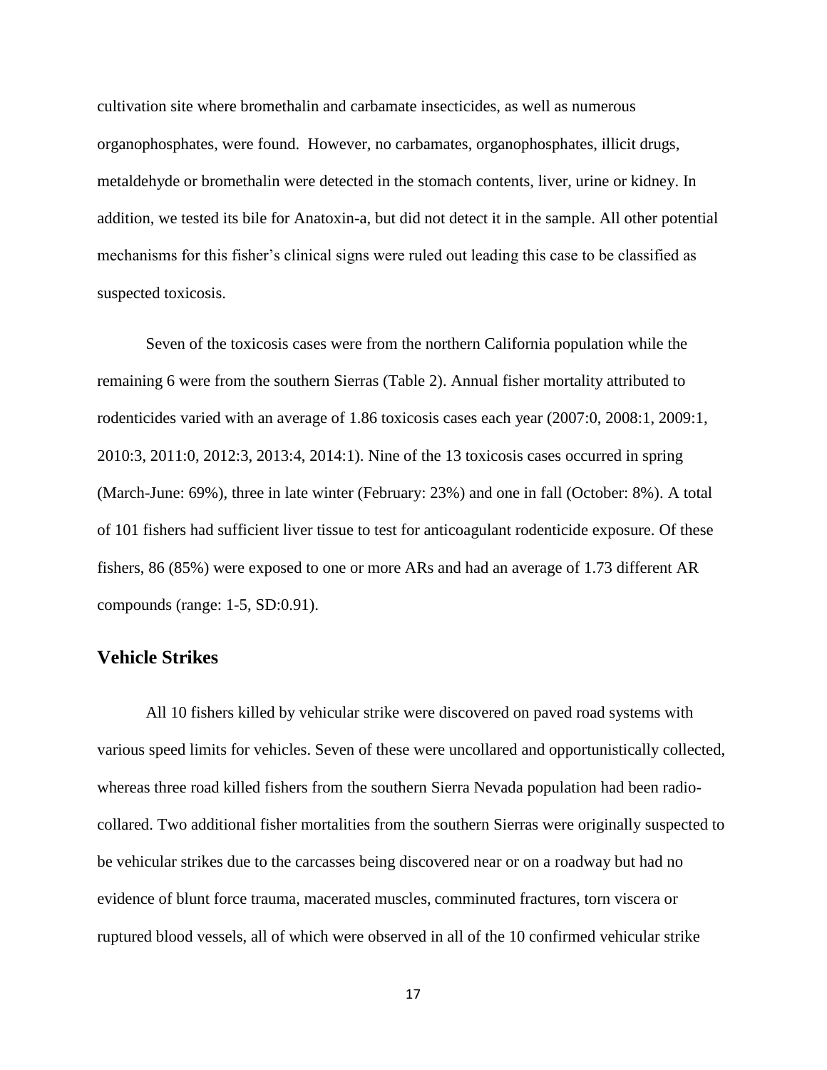cultivation site where bromethalin and carbamate insecticides, as well as numerous organophosphates, were found. However, no carbamates, organophosphates, illicit drugs, metaldehyde or bromethalin were detected in the stomach contents, liver, urine or kidney. In addition, we tested its bile for Anatoxin-a, but did not detect it in the sample. All other potential mechanisms for this fisher's clinical signs were ruled out leading this case to be classified as suspected toxicosis.

Seven of the toxicosis cases were from the northern California population while the remaining 6 were from the southern Sierras (Table 2). Annual fisher mortality attributed to rodenticides varied with an average of 1.86 toxicosis cases each year (2007:0, 2008:1, 2009:1, 2010:3, 2011:0, 2012:3, 2013:4, 2014:1). Nine of the 13 toxicosis cases occurred in spring (March-June: 69%), three in late winter (February: 23%) and one in fall (October: 8%). A total of 101 fishers had sufficient liver tissue to test for anticoagulant rodenticide exposure. Of these fishers, 86 (85%) were exposed to one or more ARs and had an average of 1.73 different AR compounds (range: 1-5, SD:0.91).

## Vehicle Strikes

All 10 fishers killed by vehicular strike were discovered on paved road systems with various speed limits for vehicles. Seven of these were uncollared and opportunistically collected, whereas three road killed fishers from the southern Sierra Nevada population had been radio-collared. Two additional fisher mortalities from the southern Sierras were originally suspected to be vehicular strikes due to the carcasses being discovered near or on a roadway but had no evidence of blunt force trauma, macerated muscles, comminuted fractures, torn viscera or ruptured blood vessels, all of which were observed in all of the 10 confirmed vehicular strike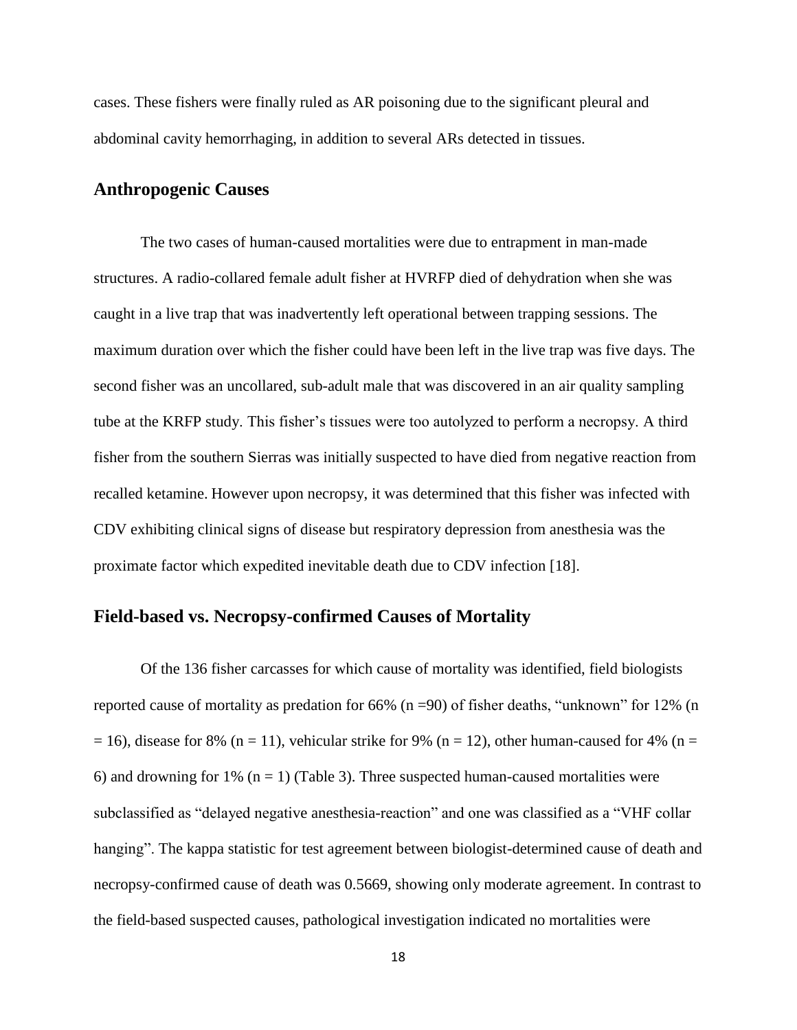cases. These fishers were finally ruled as AR poisoning due to the significant pleural and abdominal cavity hemorrhaging, in addition to several ARs detected in tissues.

## Anthropogenic Causes

The two cases of human-caused mortalities were due to entrapment in man-made structures. A radio-collared female adult fisher at HVRFP died of dehydration when she was caught in a live trap that was inadvertently left operational between trapping sessions. The maximum duration over which the fisher could have been left in the live trap was five days. The second fisher was an uncollared, sub-adult male that was discovered in an air quality sampling tube at the KRFP study. This fisher's tissues were too autolyzed to perform a necropsy. A third fisher from the southern Sierras was initially suspected to have died from negative reaction from recalled ketamine. However upon necropsy, it was determined that this fisher was infected with CDV exhibiting clinical signs of disease but respiratory depression from anesthesia was the proximate factor which expedited inevitable death due to CDV infection [18].

## Field-based vs. Necropsy-confirmed Causes of Mortality

Of the 136 fisher carcasses for which cause of mortality was identified, field biologists reported cause of mortality as predation for 66% (n =90) of fisher deaths, "unknown" for 12% (n = 16), disease for 8% (n = 11), vehicular strike for 9% (n = 12), other human-caused for 4% (n = 6) and drowning for 1% (n = 1) (Table 3). Three suspected human-caused mortalities were subclassified as "delayed negative anesthesia-reaction" and one was classified as a "VHF collar hanging". The kappa statistic for test agreement between biologist-determined cause of death and necropsy-confirmed cause of death was 0.5669, showing only moderate agreement. In contrast to the field-based suspected causes, pathological investigation indicated no mortalities were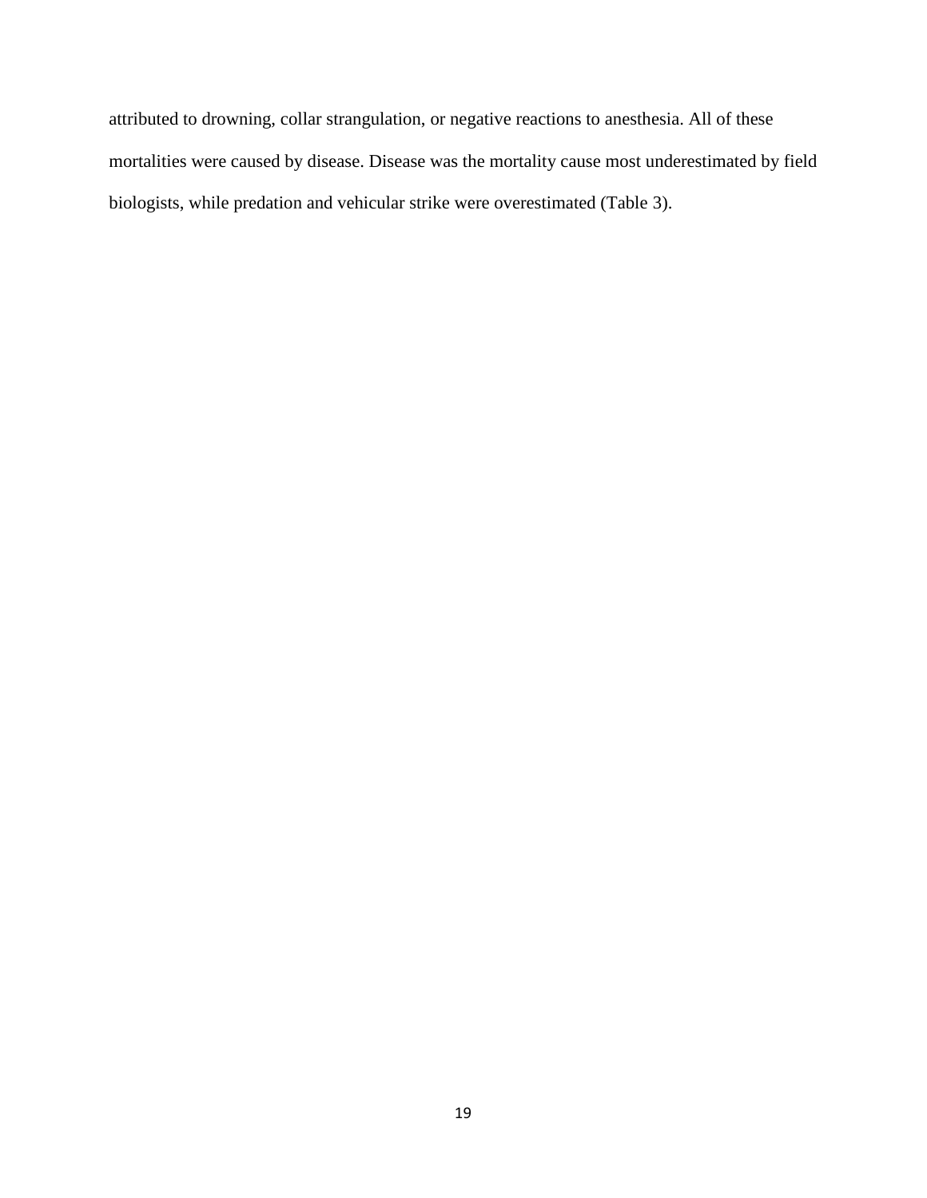attributed to drowning, collar strangulation, or negative reactions to anesthesia. All of these mortalities were caused by disease. Disease was the mortality cause most underestimated by field biologists, while predation and vehicular strike were overestimated (Table 3).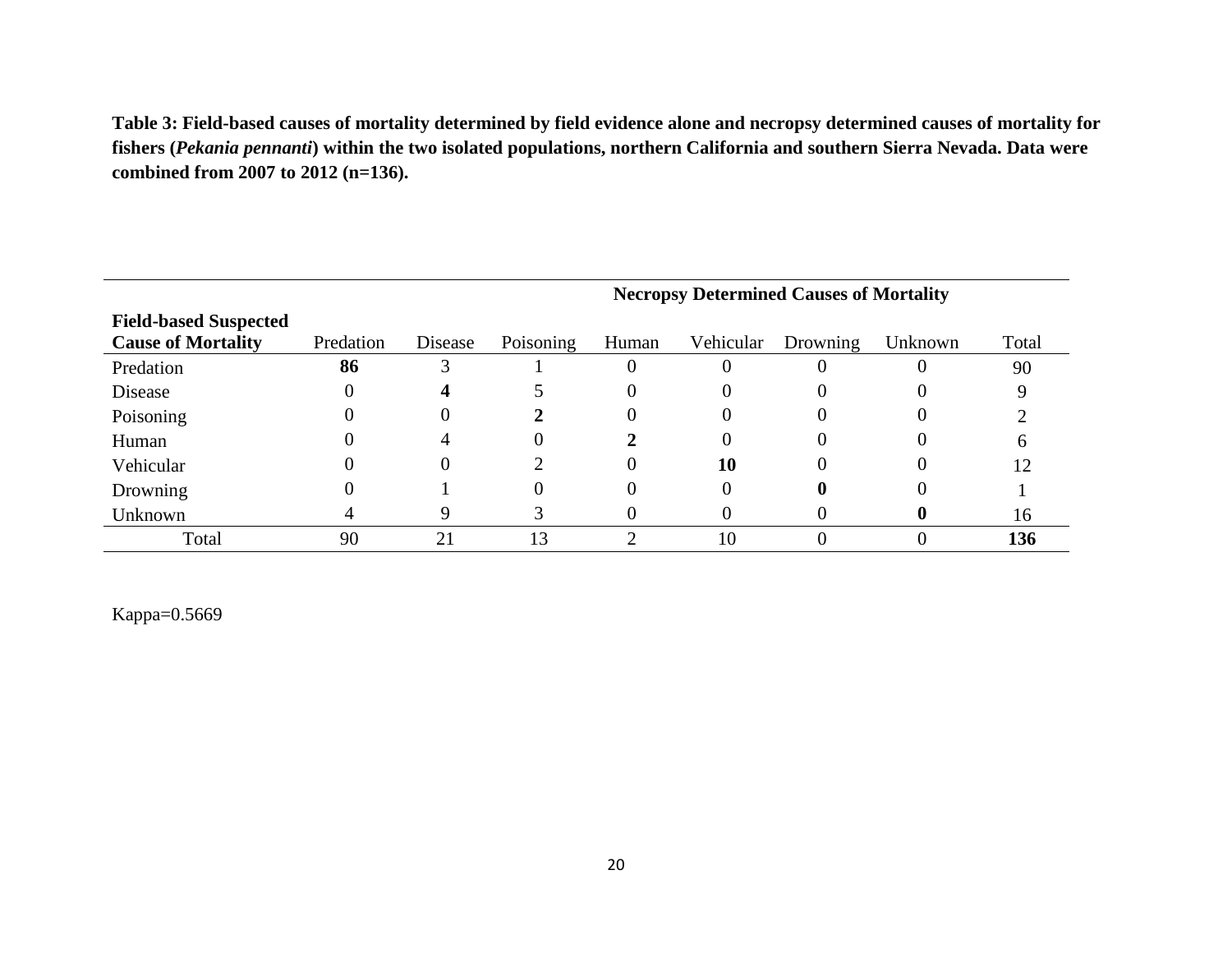**Table 3: Field-based causes of mortality determined by field evidence alone and necropsy determined causes of mortality for fishers (*Pekania pennanti*) within the two isolated populations, northern California and southern Sierra Nevada. Data were combined from 2007 to 2012 (n=136).**

| | Necropsy Determined Causes of Mortality | | | | | | | |
|---|---|---|---|---|---|---|---|---|
| **Field-based Suspected Cause of Mortality** | Predation | Disease | Poisoning | Human | Vehicular | Drowning | Unknown | Total |
| Predation | **86** | 3 | 1 | 0 | 0 | 0 | 0 | 90 |
| Disease | 0 | **4** | 5 | 0 | 0 | 0 | 0 | 9 |
| Poisoning | 0 | 0 | **2** | 0 | 0 | 0 | 0 | 2 |
| Human | 0 | 4 | 0 | **2** | 0 | 0 | 0 | 6 |
| Vehicular | 0 | 0 | 2 | 0 | **10** | 0 | 0 | 12 |
| Drowning | 0 | 1 | 0 | 0 | 0 | **0** | 0 | 1 |
| Unknown | 4 | 9 | 3 | 0 | 0 | 0 | **0** | 16 |
| Total | 90 | 21 | 13 | 2 | 10 | 0 | 0 | **136** |

Kappa=0.5669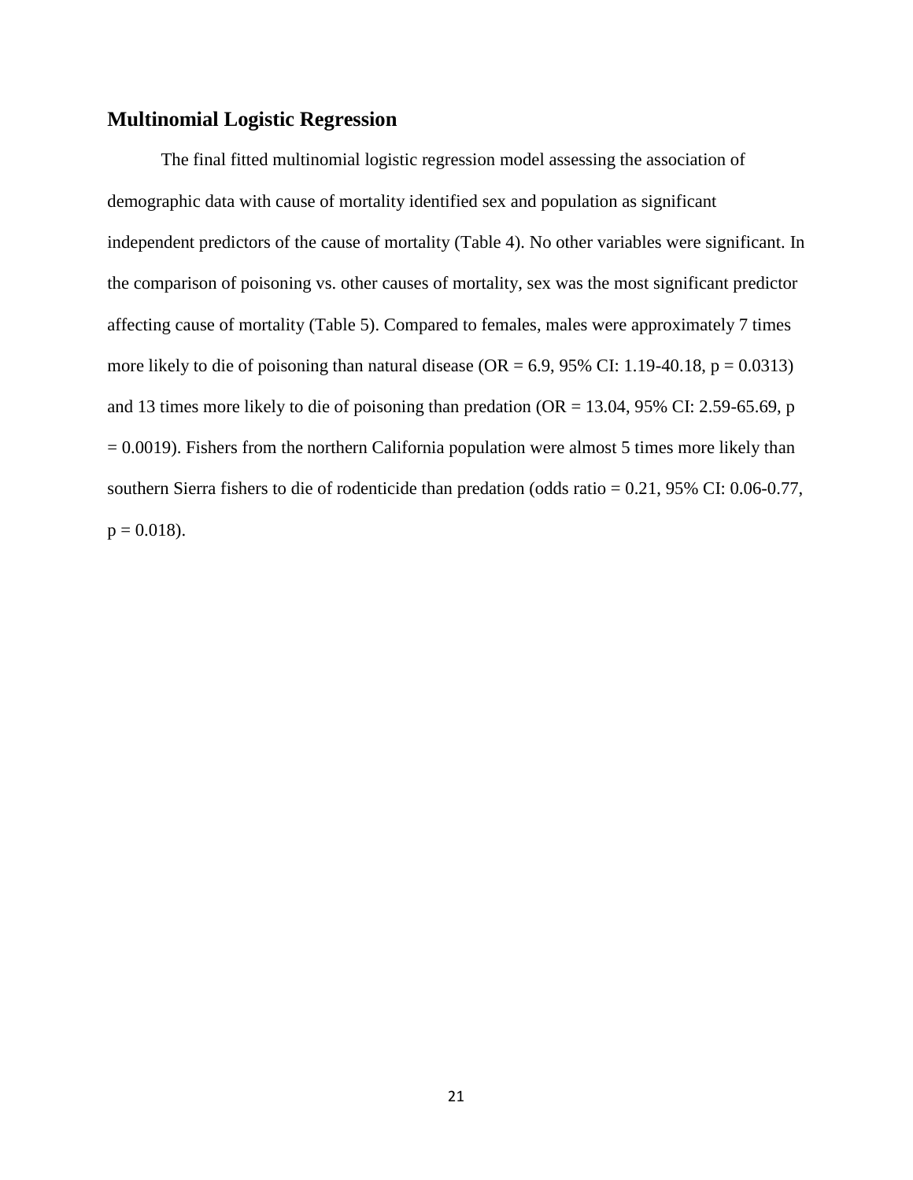## Multinomial Logistic Regression

The final fitted multinomial logistic regression model assessing the association of demographic data with cause of mortality identified sex and population as significant independent predictors of the cause of mortality (Table 4). No other variables were significant. In the comparison of poisoning vs. other causes of mortality, sex was the most significant predictor affecting cause of mortality (Table 5). Compared to females, males were approximately 7 times more likely to die of poisoning than natural disease (OR = 6.9, 95% CI: 1.19-40.18, $p = 0.0313$) and 13 times more likely to die of poisoning than predation (OR = 13.04, 95% CI: 2.59-65.69, $p = 0.0019$). Fishers from the northern California population were almost 5 times more likely than southern Sierra fishers to die of rodenticide than predation (odds ratio = 0.21, 95% CI: 0.06-0.77, $p = 0.018$).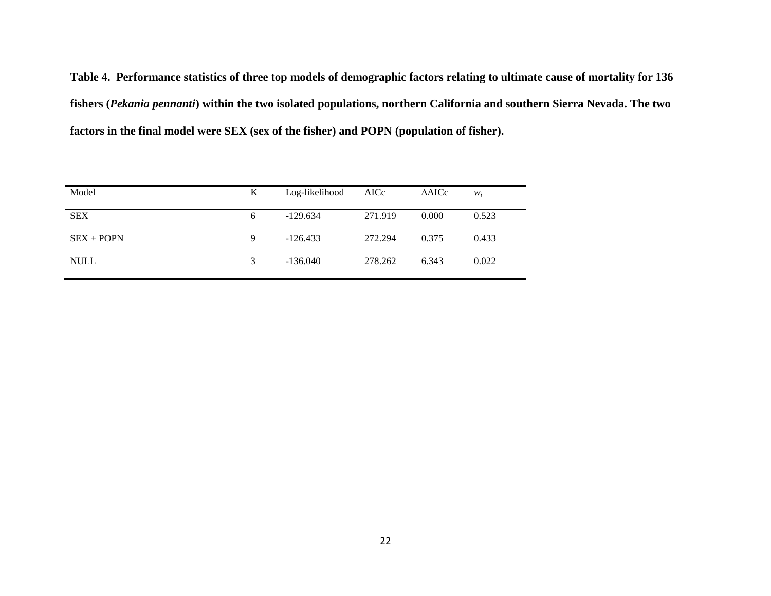**Table 4. Performance statistics of three top models of demographic factors relating to ultimate cause of mortality for 136 fishers (*Pekania pennanti*) within the two isolated populations, northern California and southern Sierra Nevada. The two factors in the final model were SEX (sex of the fisher) and POPN (population of fisher).**

| Model | K | Log-likelihood | AICc | ΔAICc | $w_i$ |
|---|---|---|---|---|---|
| SEX | 6 | -129.634 | 271.919 | 0.000 | 0.523 |
| SEX + POPN | 9 | -126.433 | 272.294 | 0.375 | 0.433 |
| NULL | 3 | -136.040 | 278.262 | 6.343 | 0.022 |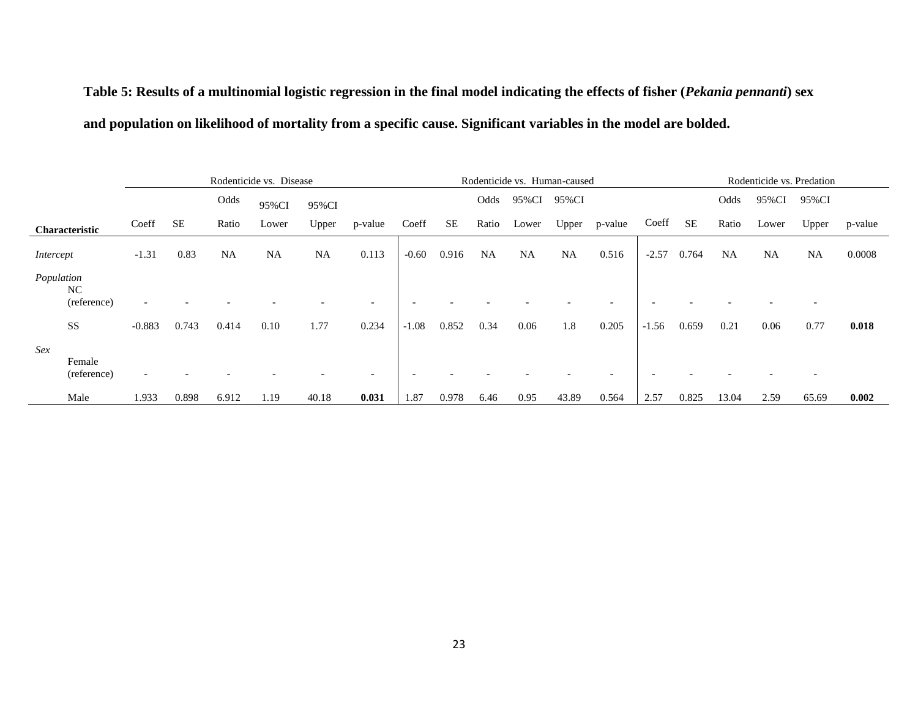**Table 5: Results of a multinomial logistic regression in the final model indicating the effects of fisher (*Pekania pennanti*) sex and population on likelihood of mortality from a specific cause. Significant variables in the model are bolded.**

| | Rodenticide vs. Disease | | | | | | Rodenticide vs. Human-caused | | | | | | Rodenticide vs. Predation | | | | | |
|---|---|---|---|---|---|---|---|---|---|---|---|---|---|---|---|---|---|---|
| **Characteristic** | Coeff | SE | Odds Ratio | 95%CI Lower | 95%CI Upper | p-value | Coeff | SE | Odds Ratio | 95%CI Lower | 95%CI Upper | p-value | Coeff | SE | Odds Ratio | 95%CI Lower | 95%CI Upper | p-value |
| *Intercept* | -1.31 | 0.83 | NA | NA | NA | 0.113 | -0.60 | 0.916 | NA | NA | NA | 0.516 | -2.57 | 0.764 | NA | NA | NA | 0.0008 |
| *Population* | | | | | | | | | | | | | | | | | | |
| NC (reference) | - | - | - | - | - | - | - | - | - | - | - | - | - | - | - | - | - | |
| SS | -0.883 | 0.743 | 0.414 | 0.10 | 1.77 | 0.234 | -1.08 | 0.852 | 0.34 | 0.06 | 1.8 | 0.205 | -1.56 | 0.659 | 0.21 | 0.06 | 0.77 | **0.018** |
| *Sex* | | | | | | | | | | | | | | | | | | |
| Female (reference) | - | - | - | - | - | - | - | - | - | - | - | - | - | - | - | - | - | |
| Male | 1.933 | 0.898 | 6.912 | 1.19 | 40.18 | **0.031** | 1.87 | 0.978 | 6.46 | 0.95 | 43.89 | 0.564 | 2.57 | 0.825 | 13.04 | 2.59 | 65.69 | **0.002** |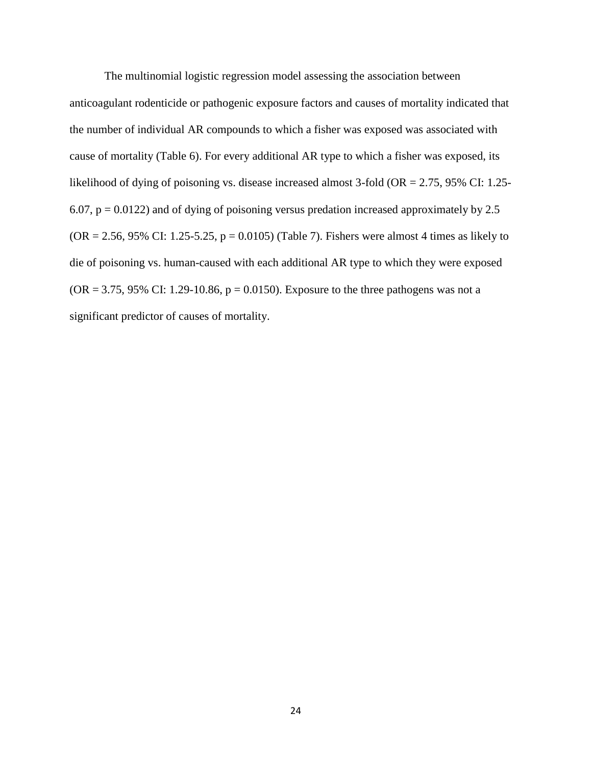The multinomial logistic regression model assessing the association between anticoagulant rodenticide or pathogenic exposure factors and causes of mortality indicated that the number of individual AR compounds to which a fisher was exposed was associated with cause of mortality (Table 6). For every additional AR type to which a fisher was exposed, its likelihood of dying of poisoning vs. disease increased almost 3-fold (OR = 2.75, 95% CI: 1.25-6.07, $p = 0.0122$) and of dying of poisoning versus predation increased approximately by 2.5 (OR = 2.56, 95% CI: 1.25-5.25, $p = 0.0105$) (Table 7). Fishers were almost 4 times as likely to die of poisoning vs. human-caused with each additional AR type to which they were exposed (OR = 3.75, 95% CI: 1.29-10.86, $p = 0.0150$). Exposure to the three pathogens was not a significant predictor of causes of mortality.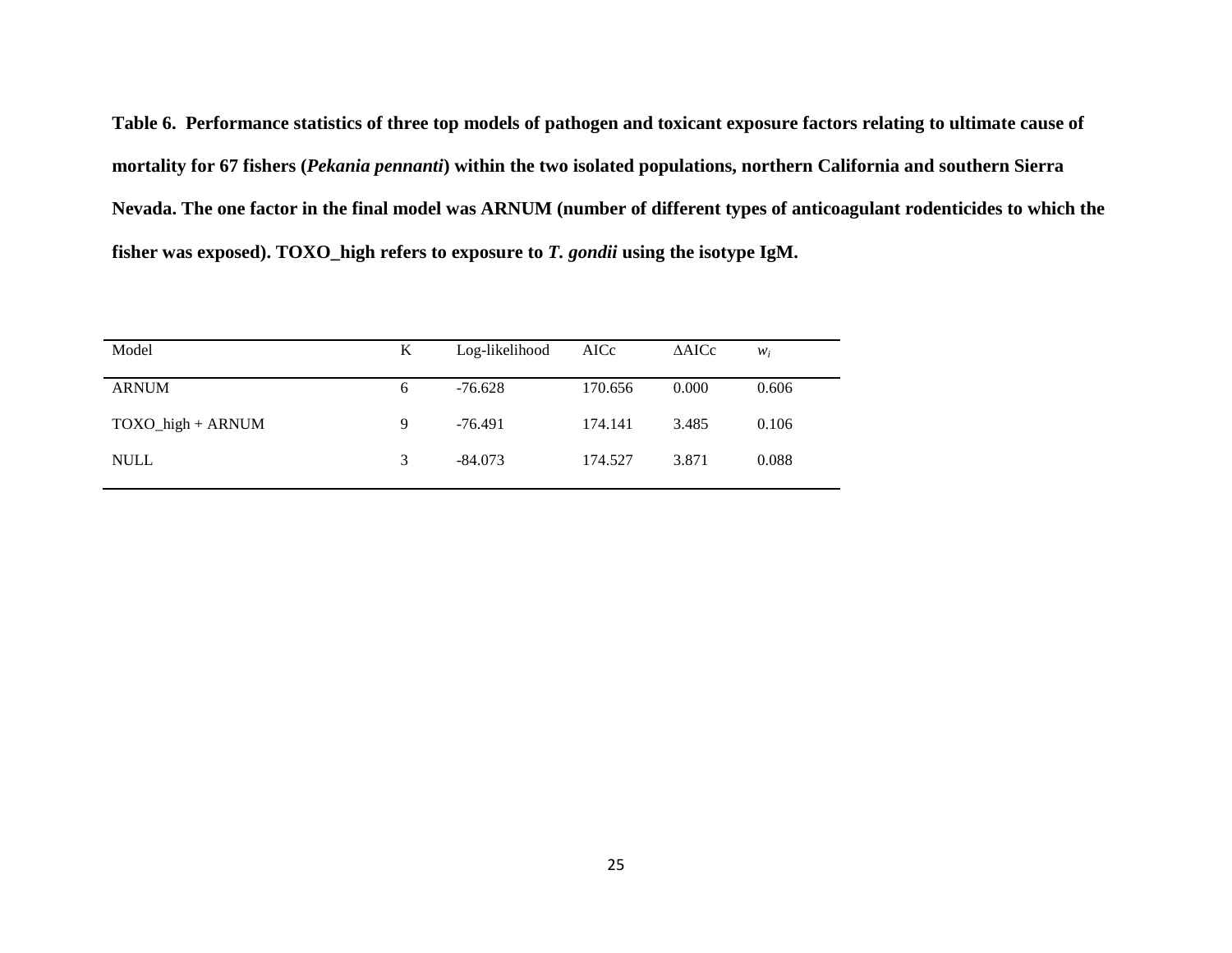**Table 6. Performance statistics of three top models of pathogen and toxicant exposure factors relating to ultimate cause of mortality for 67 fishers (*Pekania pennanti*) within the two isolated populations, northern California and southern Sierra Nevada. The one factor in the final model was ARNUM (number of different types of anticoagulant rodenticides to which the fisher was exposed). TOXO_high refers to exposure to *T. gondii* using the isotype IgM.**

| Model | K | Log-likelihood | AICc | ΔAICc | $w_i$ |
|---|---|---|---|---|---|
| ARNUM | 6 | -76.628 | 170.656 | 0.000 | 0.606 |
| TOXO_high + ARNUM | 9 | -76.491 | 174.141 | 3.485 | 0.106 |
| NULL | 3 | -84.073 | 174.527 | 3.871 | 0.088 |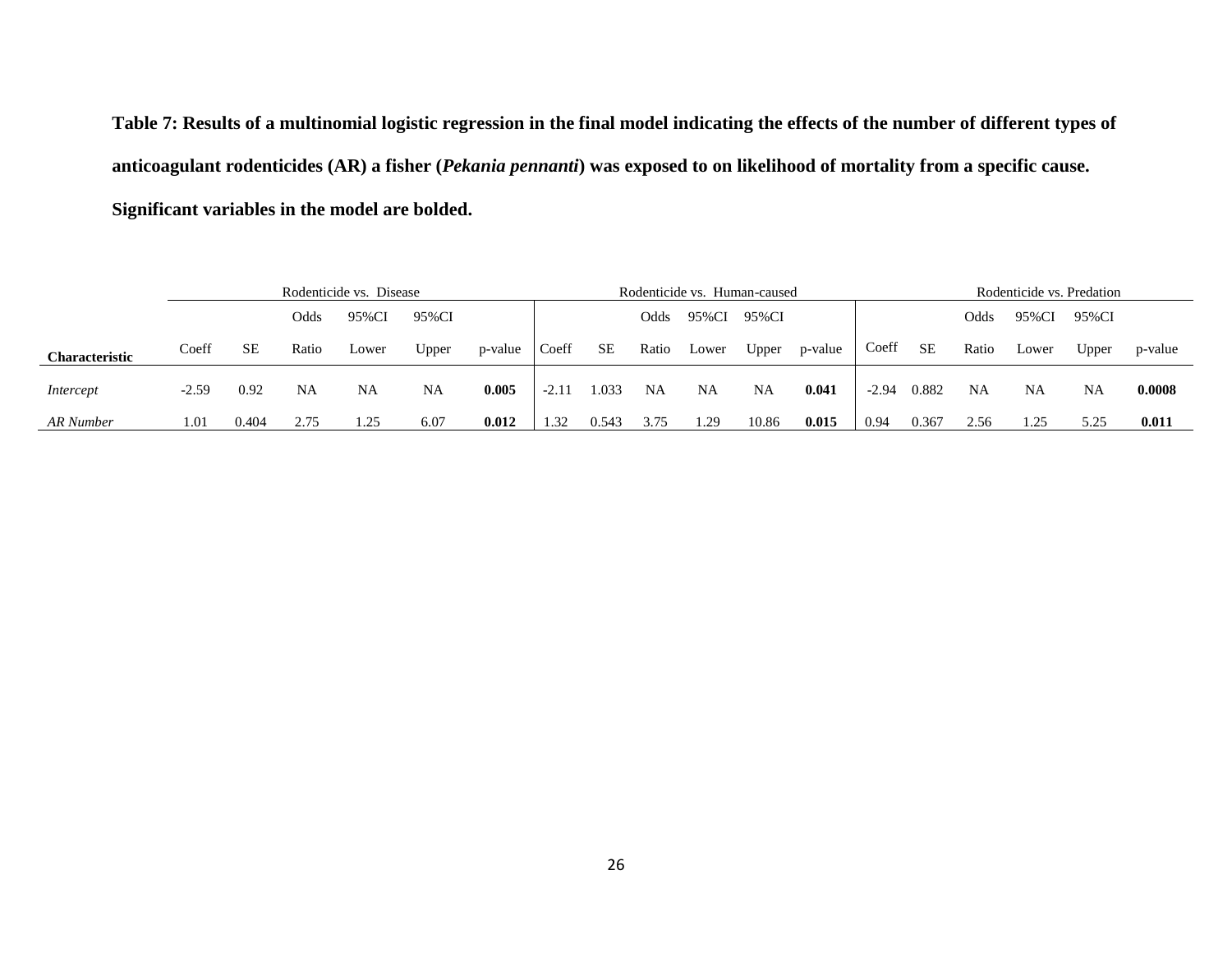**Table 7: Results of a multinomial logistic regression in the final model indicating the effects of the number of different types of anticoagulant rodenticides (AR) a fisher (*Pekania pennanti*) was exposed to on likelihood of mortality from a specific cause. Significant variables in the model are bolded.**

| | Rodenticide vs. Disease | | | | | | Rodenticide vs. Human-caused | | | | | | Rodenticide vs. Predation | | | | | |
|---|---|---|---|---|---|---|---|---|---|---|---|---|---|---|---|---|---|---|
| **Characteristic** | Coeff | SE | Odds Ratio | 95%CI Lower | 95%CI Upper | p-value | Coeff | SE | Odds Ratio | 95%CI Lower | 95%CI Upper | p-value | Coeff | SE | Odds Ratio | 95%CI Lower | 95%CI Upper | p-value |
| *Intercept* | -2.59 | 0.92 | NA | NA | NA | **0.005** | -2.11 | 1.033 | NA | NA | NA | **0.041** | -2.94 | 0.882 | NA | NA | NA | **0.0008** |
| *AR Number* | 1.01 | 0.404 | 2.75 | 1.25 | 6.07 | **0.012** | 1.32 | 0.543 | 3.75 | 1.29 | 10.86 | **0.015** | 0.94 | 0.367 | 2.56 | 1.25 | 5.25 | **0.011** |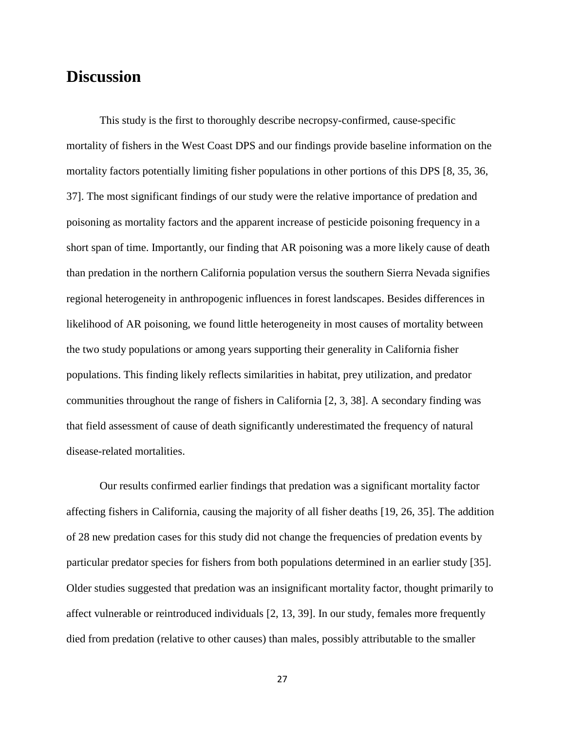# Discussion

This study is the first to thoroughly describe necropsy-confirmed, cause-specific mortality of fishers in the West Coast DPS and our findings provide baseline information on the mortality factors potentially limiting fisher populations in other portions of this DPS [8, 35, 36, 37]. The most significant findings of our study were the relative importance of predation and poisoning as mortality factors and the apparent increase of pesticide poisoning frequency in a short span of time. Importantly, our finding that AR poisoning was a more likely cause of death than predation in the northern California population versus the southern Sierra Nevada signifies regional heterogeneity in anthropogenic influences in forest landscapes. Besides differences in likelihood of AR poisoning, we found little heterogeneity in most causes of mortality between the two study populations or among years supporting their generality in California fisher populations. This finding likely reflects similarities in habitat, prey utilization, and predator communities throughout the range of fishers in California [2, 3, 38]. A secondary finding was that field assessment of cause of death significantly underestimated the frequency of natural disease-related mortalities.

Our results confirmed earlier findings that predation was a significant mortality factor affecting fishers in California, causing the majority of all fisher deaths [19, 26, 35]. The addition of 28 new predation cases for this study did not change the frequencies of predation events by particular predator species for fishers from both populations determined in an earlier study [35]. Older studies suggested that predation was an insignificant mortality factor, thought primarily to affect vulnerable or reintroduced individuals [2, 13, 39]. In our study, females more frequently died from predation (relative to other causes) than males, possibly attributable to the smaller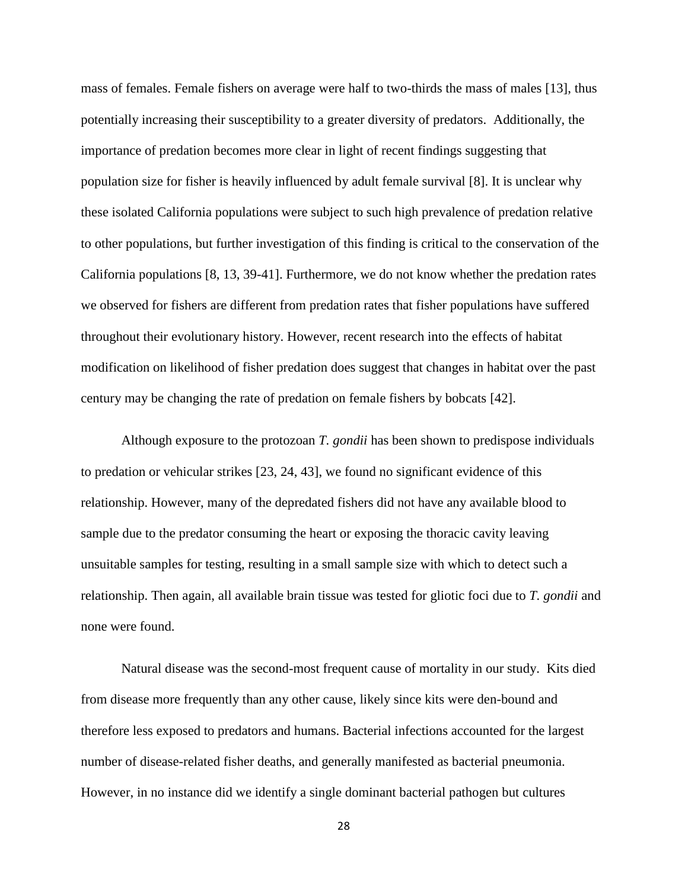mass of females. Female fishers on average were half to two-thirds the mass of males [13], thus potentially increasing their susceptibility to a greater diversity of predators. Additionally, the importance of predation becomes more clear in light of recent findings suggesting that population size for fisher is heavily influenced by adult female survival [8]. It is unclear why these isolated California populations were subject to such high prevalence of predation relative to other populations, but further investigation of this finding is critical to the conservation of the California populations [8, 13, 39-41]. Furthermore, we do not know whether the predation rates we observed for fishers are different from predation rates that fisher populations have suffered throughout their evolutionary history. However, recent research into the effects of habitat modification on likelihood of fisher predation does suggest that changes in habitat over the past century may be changing the rate of predation on female fishers by bobcats [42].

Although exposure to the protozoan *T. gondii* has been shown to predispose individuals to predation or vehicular strikes [23, 24, 43], we found no significant evidence of this relationship. However, many of the depredated fishers did not have any available blood to sample due to the predator consuming the heart or exposing the thoracic cavity leaving unsuitable samples for testing, resulting in a small sample size with which to detect such a relationship. Then again, all available brain tissue was tested for gliotic foci due to *T. gondii* and none were found.

Natural disease was the second-most frequent cause of mortality in our study. Kits died from disease more frequently than any other cause, likely since kits were den-bound and therefore less exposed to predators and humans. Bacterial infections accounted for the largest number of disease-related fisher deaths, and generally manifested as bacterial pneumonia. However, in no instance did we identify a single dominant bacterial pathogen but cultures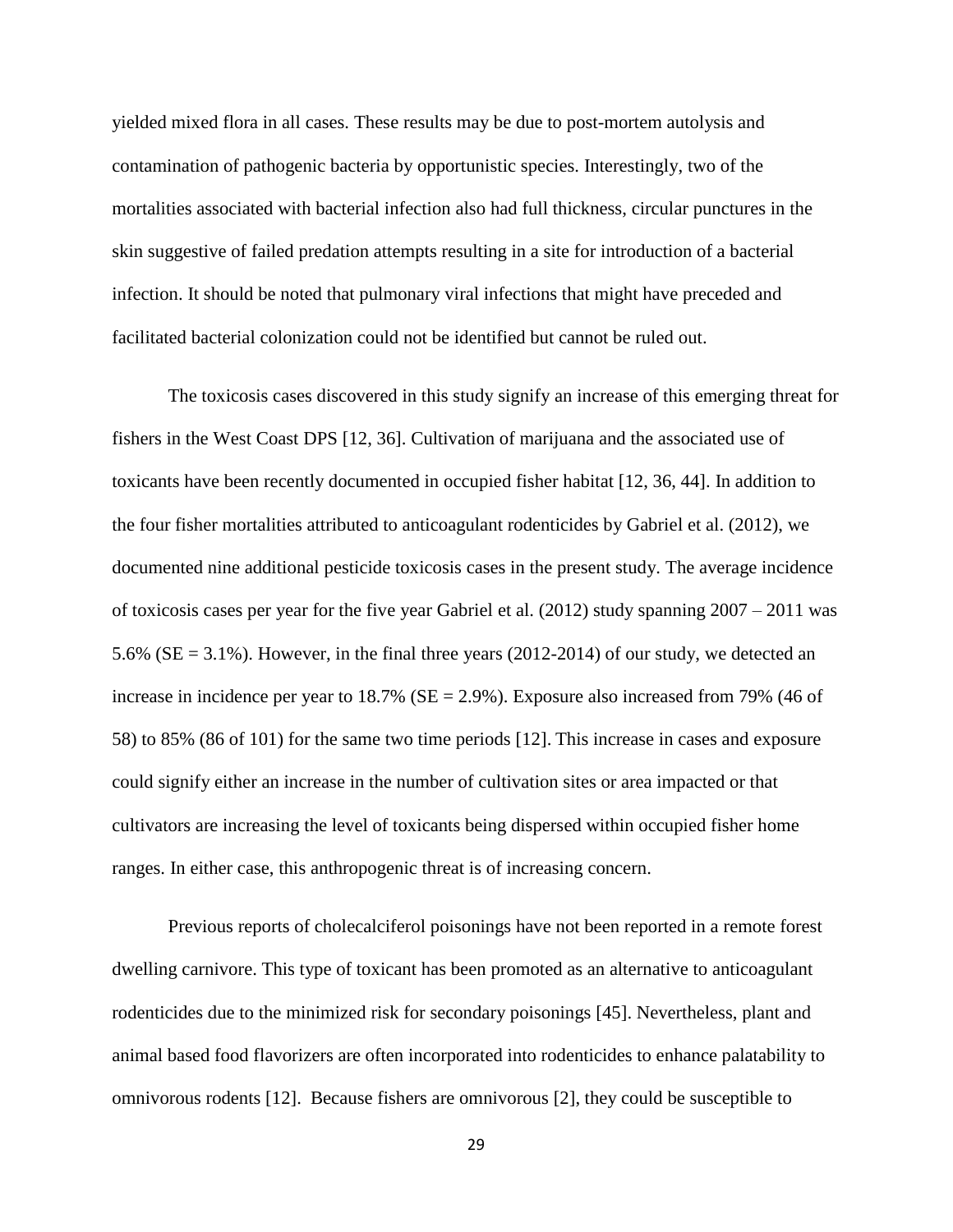yielded mixed flora in all cases. These results may be due to post-mortem autolysis and contamination of pathogenic bacteria by opportunistic species. Interestingly, two of the mortalities associated with bacterial infection also had full thickness, circular punctures in the skin suggestive of failed predation attempts resulting in a site for introduction of a bacterial infection. It should be noted that pulmonary viral infections that might have preceded and facilitated bacterial colonization could not be identified but cannot be ruled out.

The toxicosis cases discovered in this study signify an increase of this emerging threat for fishers in the West Coast DPS [12, 36]. Cultivation of marijuana and the associated use of toxicants have been recently documented in occupied fisher habitat [12, 36, 44]. In addition to the four fisher mortalities attributed to anticoagulant rodenticides by Gabriel et al. (2012), we documented nine additional pesticide toxicosis cases in the present study. The average incidence of toxicosis cases per year for the five year Gabriel et al. (2012) study spanning 2007 – 2011 was 5.6% (SE = 3.1%). However, in the final three years (2012-2014) of our study, we detected an increase in incidence per year to 18.7% (SE = 2.9%). Exposure also increased from 79% (46 of 58) to 85% (86 of 101) for the same two time periods [12]. This increase in cases and exposure could signify either an increase in the number of cultivation sites or area impacted or that cultivators are increasing the level of toxicants being dispersed within occupied fisher home ranges. In either case, this anthropogenic threat is of increasing concern.

Previous reports of cholecalciferol poisonings have not been reported in a remote forest dwelling carnivore. This type of toxicant has been promoted as an alternative to anticoagulant rodenticides due to the minimized risk for secondary poisonings [45]. Nevertheless, plant and animal based food flavorizers are often incorporated into rodenticides to enhance palatability to omnivorous rodents [12]. Because fishers are omnivorous [2], they could be susceptible to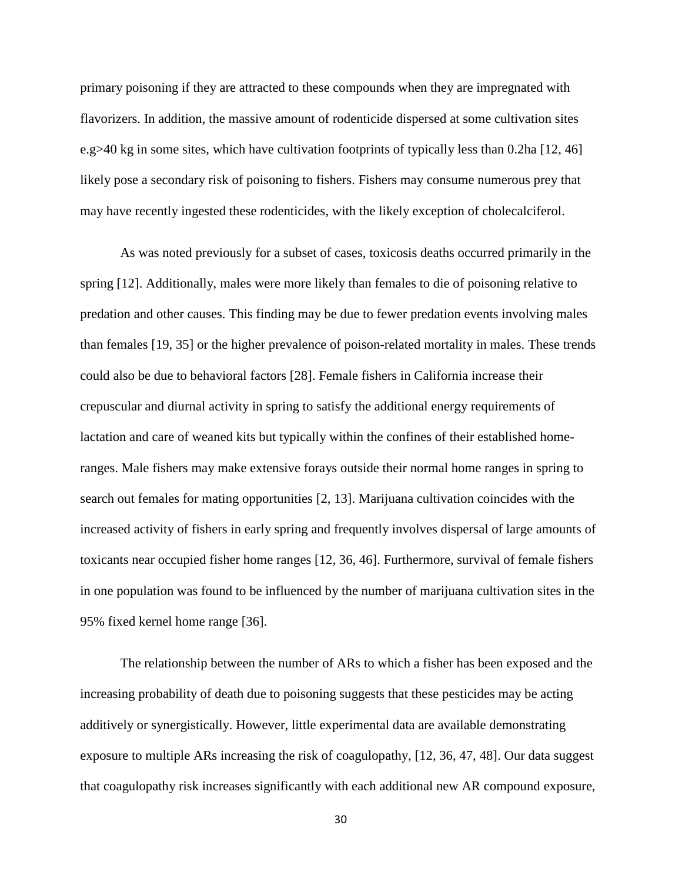primary poisoning if they are attracted to these compounds when they are impregnated with flavorizers. In addition, the massive amount of rodenticide dispersed at some cultivation sites e.g>40 kg in some sites, which have cultivation footprints of typically less than 0.2ha [12, 46] likely pose a secondary risk of poisoning to fishers. Fishers may consume numerous prey that may have recently ingested these rodenticides, with the likely exception of cholecalciferol.

As was noted previously for a subset of cases, toxicosis deaths occurred primarily in the spring [12]. Additionally, males were more likely than females to die of poisoning relative to predation and other causes. This finding may be due to fewer predation events involving males than females [19, 35] or the higher prevalence of poison-related mortality in males. These trends could also be due to behavioral factors [28]. Female fishers in California increase their crepuscular and diurnal activity in spring to satisfy the additional energy requirements of lactation and care of weaned kits but typically within the confines of their established home-ranges. Male fishers may make extensive forays outside their normal home ranges in spring to search out females for mating opportunities [2, 13]. Marijuana cultivation coincides with the increased activity of fishers in early spring and frequently involves dispersal of large amounts of toxicants near occupied fisher home ranges [12, 36, 46]. Furthermore, survival of female fishers in one population was found to be influenced by the number of marijuana cultivation sites in the 95% fixed kernel home range [36].

The relationship between the number of ARs to which a fisher has been exposed and the increasing probability of death due to poisoning suggests that these pesticides may be acting additively or synergistically. However, little experimental data are available demonstrating exposure to multiple ARs increasing the risk of coagulopathy, [12, 36, 47, 48]. Our data suggest that coagulopathy risk increases significantly with each additional new AR compound exposure,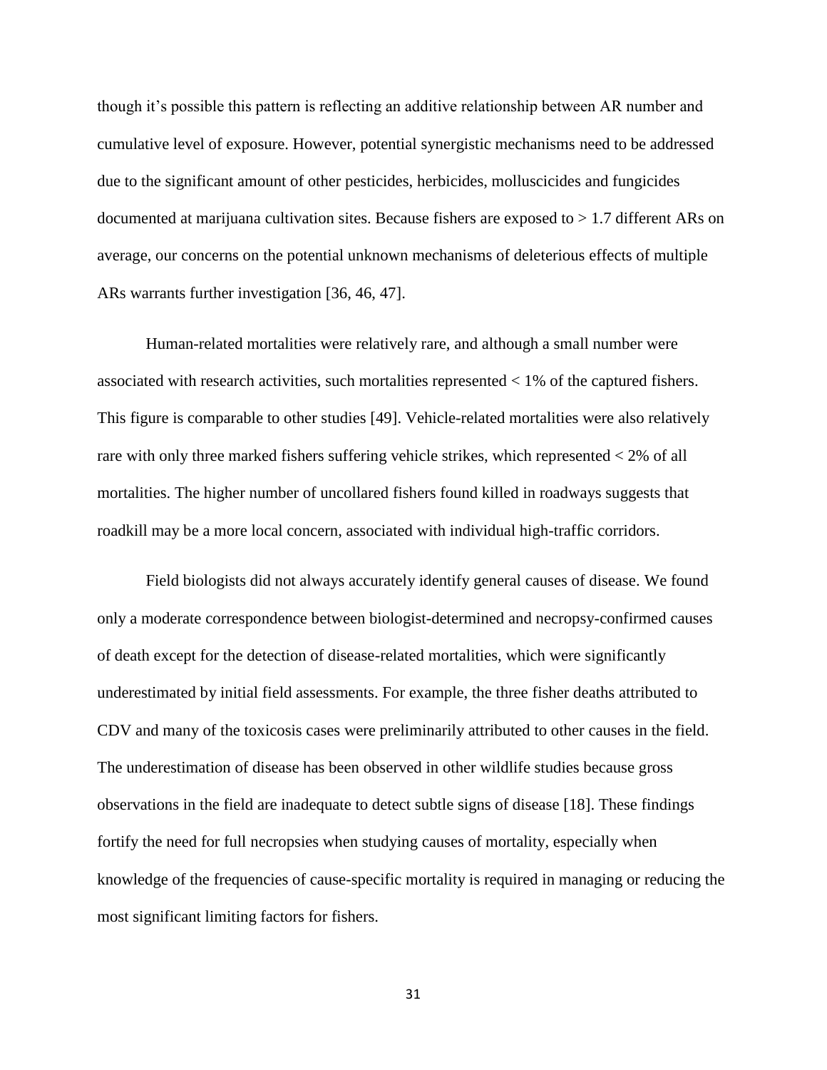though it's possible this pattern is reflecting an additive relationship between AR number and cumulative level of exposure. However, potential synergistic mechanisms need to be addressed due to the significant amount of other pesticides, herbicides, molluscicides and fungicides documented at marijuana cultivation sites. Because fishers are exposed to > 1.7 different ARs on average, our concerns on the potential unknown mechanisms of deleterious effects of multiple ARs warrants further investigation [36, 46, 47].

Human-related mortalities were relatively rare, and although a small number were associated with research activities, such mortalities represented < 1% of the captured fishers. This figure is comparable to other studies [49]. Vehicle-related mortalities were also relatively rare with only three marked fishers suffering vehicle strikes, which represented < 2% of all mortalities. The higher number of uncollared fishers found killed in roadways suggests that roadkill may be a more local concern, associated with individual high-traffic corridors.

Field biologists did not always accurately identify general causes of disease. We found only a moderate correspondence between biologist-determined and necropsy-confirmed causes of death except for the detection of disease-related mortalities, which were significantly underestimated by initial field assessments. For example, the three fisher deaths attributed to CDV and many of the toxicosis cases were preliminarily attributed to other causes in the field. The underestimation of disease has been observed in other wildlife studies because gross observations in the field are inadequate to detect subtle signs of disease [18]. These findings fortify the need for full necropsies when studying causes of mortality, especially when knowledge of the frequencies of cause-specific mortality is required in managing or reducing the most significant limiting factors for fishers.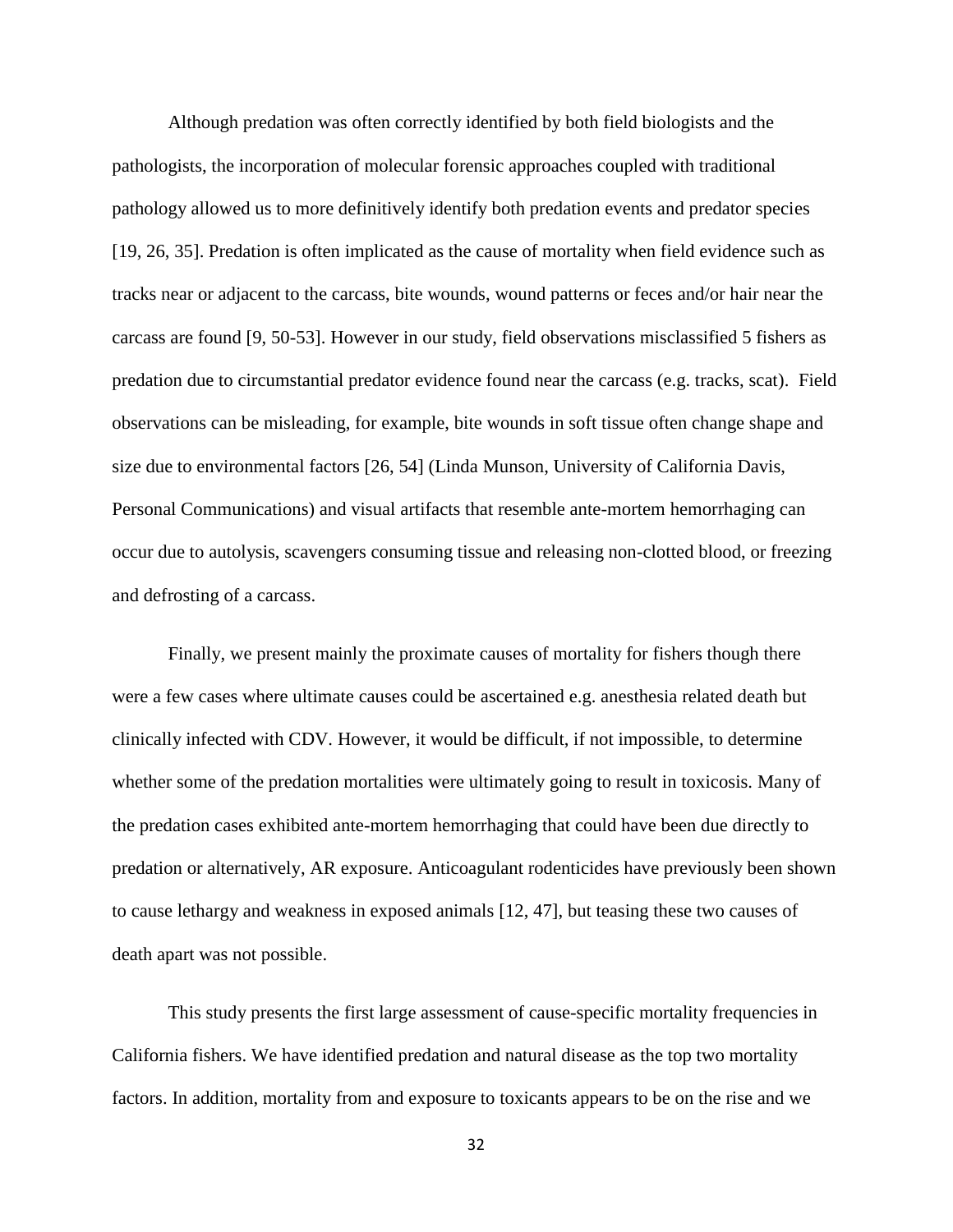Although predation was often correctly identified by both field biologists and the pathologists, the incorporation of molecular forensic approaches coupled with traditional pathology allowed us to more definitively identify both predation events and predator species [19, 26, 35]. Predation is often implicated as the cause of mortality when field evidence such as tracks near or adjacent to the carcass, bite wounds, wound patterns or feces and/or hair near the carcass are found [9, 50-53]. However in our study, field observations misclassified 5 fishers as predation due to circumstantial predator evidence found near the carcass (e.g. tracks, scat). Field observations can be misleading, for example, bite wounds in soft tissue often change shape and size due to environmental factors [26, 54] (Linda Munson, University of California Davis, Personal Communications) and visual artifacts that resemble ante-mortem hemorrhaging can occur due to autolysis, scavengers consuming tissue and releasing non-clotted blood, or freezing and defrosting of a carcass.

Finally, we present mainly the proximate causes of mortality for fishers though there were a few cases where ultimate causes could be ascertained e.g. anesthesia related death but clinically infected with CDV. However, it would be difficult, if not impossible, to determine whether some of the predation mortalities were ultimately going to result in toxicosis. Many of the predation cases exhibited ante-mortem hemorrhaging that could have been due directly to predation or alternatively, AR exposure. Anticoagulant rodenticides have previously been shown to cause lethargy and weakness in exposed animals [12, 47], but teasing these two causes of death apart was not possible.

This study presents the first large assessment of cause-specific mortality frequencies in California fishers. We have identified predation and natural disease as the top two mortality factors. In addition, mortality from and exposure to toxicants appears to be on the rise and we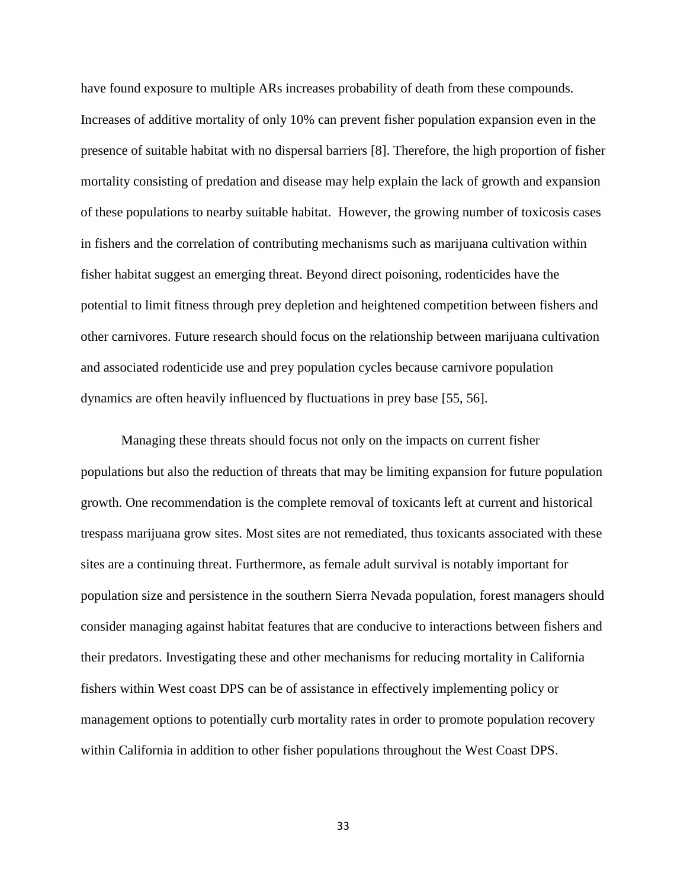have found exposure to multiple ARs increases probability of death from these compounds. Increases of additive mortality of only 10% can prevent fisher population expansion even in the presence of suitable habitat with no dispersal barriers [8]. Therefore, the high proportion of fisher mortality consisting of predation and disease may help explain the lack of growth and expansion of these populations to nearby suitable habitat.  However, the growing number of toxicosis cases in fishers and the correlation of contributing mechanisms such as marijuana cultivation within fisher habitat suggest an emerging threat. Beyond direct poisoning, rodenticides have the potential to limit fitness through prey depletion and heightened competition between fishers and other carnivores. Future research should focus on the relationship between marijuana cultivation and associated rodenticide use and prey population cycles because carnivore population dynamics are often heavily influenced by fluctuations in prey base [55, 56].

Managing these threats should focus not only on the impacts on current fisher populations but also the reduction of threats that may be limiting expansion for future population growth. One recommendation is the complete removal of toxicants left at current and historical trespass marijuana grow sites. Most sites are not remediated, thus toxicants associated with these sites are a continuing threat. Furthermore, as female adult survival is notably important for population size and persistence in the southern Sierra Nevada population, forest managers should consider managing against habitat features that are conducive to interactions between fishers and their predators. Investigating these and other mechanisms for reducing mortality in California fishers within West coast DPS can be of assistance in effectively implementing policy or management options to potentially curb mortality rates in order to promote population recovery within California in addition to other fisher populations throughout the West Coast DPS.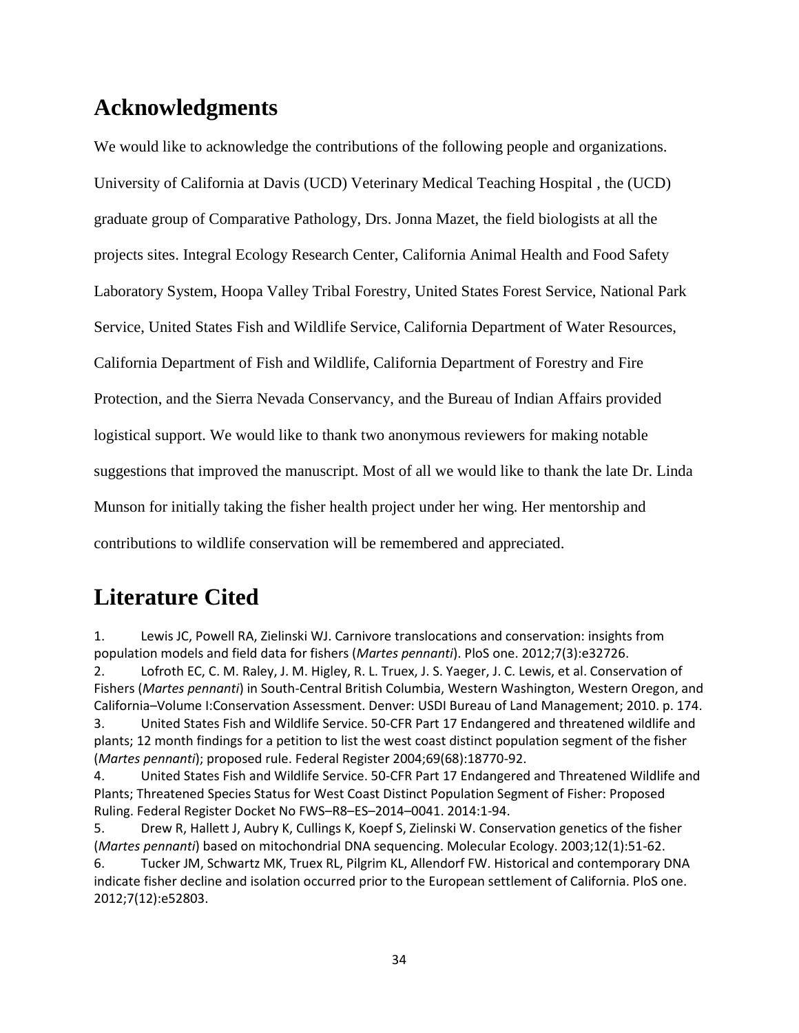## Acknowledgments

We would like to acknowledge the contributions of the following people and organizations. University of California at Davis (UCD) Veterinary Medical Teaching Hospital , the (UCD) graduate group of Comparative Pathology, Drs. Jonna Mazet, the field biologists at all the projects sites. Integral Ecology Research Center, California Animal Health and Food Safety Laboratory System, Hoopa Valley Tribal Forestry, United States Forest Service, National Park Service, United States Fish and Wildlife Service, California Department of Water Resources, California Department of Fish and Wildlife, California Department of Forestry and Fire Protection, and the Sierra Nevada Conservancy, and the Bureau of Indian Affairs provided logistical support. We would like to thank two anonymous reviewers for making notable suggestions that improved the manuscript. Most of all we would like to thank the late Dr. Linda Munson for initially taking the fisher health project under her wing. Her mentorship and contributions to wildlife conservation will be remembered and appreciated.

## Literature Cited

1. Lewis JC, Powell RA, Zielinski WJ. Carnivore translocations and conservation: insights from population models and field data for fishers (*Martes pennanti*). PloS one. 2012;7(3):e32726.
2. Lofroth EC, C. M. Raley, J. M. Higley, R. L. Truex, J. S. Yaeger, J. C. Lewis, et al. Conservation of Fishers (*Martes pennanti*) in South-Central British Columbia, Western Washington, Western Oregon, and California–Volume I:Conservation Assessment. Denver: USDI Bureau of Land Management; 2010. p. 174.
3. United States Fish and Wildlife Service. 50-CFR Part 17 Endangered and threatened wildlife and plants; 12 month findings for a petition to list the west coast distinct population segment of the fisher (*Martes pennanti*); proposed rule. Federal Register 2004;69(68):18770-92.
4. United States Fish and Wildlife Service. 50-CFR Part 17 Endangered and Threatened Wildlife and Plants; Threatened Species Status for West Coast Distinct Population Segment of Fisher: Proposed Ruling. Federal Register Docket No FWS–R8–ES–2014–0041. 2014:1-94.
5. Drew R, Hallett J, Aubry K, Cullings K, Koepf S, Zielinski W. Conservation genetics of the fisher (*Martes pennanti*) based on mitochondrial DNA sequencing. Molecular Ecology. 2003;12(1):51-62.
6. Tucker JM, Schwartz MK, Truex RL, Pilgrim KL, Allendorf FW. Historical and contemporary DNA indicate fisher decline and isolation occurred prior to the European settlement of California. PloS one. 2012;7(12):e52803.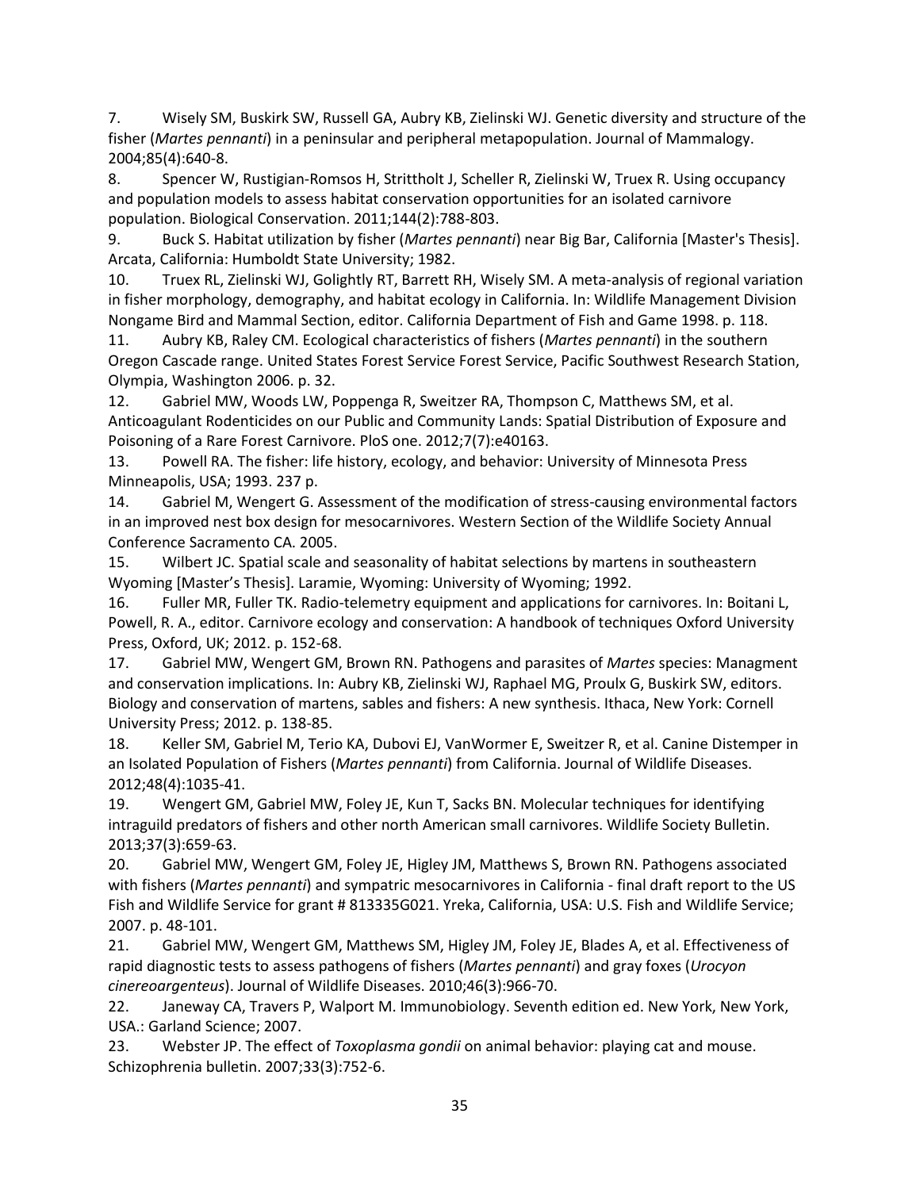7. Wisely SM, Buskirk SW, Russell GA, Aubry KB, Zielinski WJ. Genetic diversity and structure of the fisher (*Martes pennanti*) in a peninsular and peripheral metapopulation. Journal of Mammalogy. 2004;85(4):640-8.

8. Spencer W, Rustigian-Romsos H, Strittholt J, Scheller R, Zielinski W, Truex R. Using occupancy and population models to assess habitat conservation opportunities for an isolated carnivore population. Biological Conservation. 2011;144(2):788-803.

9. Buck S. Habitat utilization by fisher (*Martes pennanti*) near Big Bar, California [Master's Thesis]. Arcata, California: Humboldt State University; 1982.

10. Truex RL, Zielinski WJ, Golightly RT, Barrett RH, Wisely SM. A meta-analysis of regional variation in fisher morphology, demography, and habitat ecology in California. In: Wildlife Management Division Nongame Bird and Mammal Section, editor. California Department of Fish and Game 1998. p. 118.

11. Aubry KB, Raley CM. Ecological characteristics of fishers (*Martes pennanti*) in the southern Oregon Cascade range. United States Forest Service Forest Service, Pacific Southwest Research Station, Olympia, Washington 2006. p. 32.

12. Gabriel MW, Woods LW, Poppenga R, Sweitzer RA, Thompson C, Matthews SM, et al. Anticoagulant Rodenticides on our Public and Community Lands: Spatial Distribution of Exposure and Poisoning of a Rare Forest Carnivore. PloS one. 2012;7(7):e40163.

13. Powell RA. The fisher: life history, ecology, and behavior: University of Minnesota Press Minneapolis, USA; 1993. 237 p.

14. Gabriel M, Wengert G. Assessment of the modification of stress-causing environmental factors in an improved nest box design for mesocarnivores. Western Section of the Wildlife Society Annual Conference Sacramento CA. 2005.

15. Wilbert JC. Spatial scale and seasonality of habitat selections by martens in southeastern Wyoming [Master's Thesis]. Laramie, Wyoming: University of Wyoming; 1992.

16. Fuller MR, Fuller TK. Radio-telemetry equipment and applications for carnivores. In: Boitani L, Powell, R. A., editor. Carnivore ecology and conservation: A handbook of techniques Oxford University Press, Oxford, UK; 2012. p. 152-68.

17. Gabriel MW, Wengert GM, Brown RN. Pathogens and parasites of *Martes* species: Managment and conservation implications. In: Aubry KB, Zielinski WJ, Raphael MG, Proulx G, Buskirk SW, editors. Biology and conservation of martens, sables and fishers: A new synthesis. Ithaca, New York: Cornell University Press; 2012. p. 138-85.

18. Keller SM, Gabriel M, Terio KA, Dubovi EJ, VanWormer E, Sweitzer R, et al. Canine Distemper in an Isolated Population of Fishers (*Martes pennanti*) from California. Journal of Wildlife Diseases. 2012;48(4):1035-41.

19. Wengert GM, Gabriel MW, Foley JE, Kun T, Sacks BN. Molecular techniques for identifying intraguild predators of fishers and other north American small carnivores. Wildlife Society Bulletin. 2013;37(3):659-63.

20. Gabriel MW, Wengert GM, Foley JE, Higley JM, Matthews S, Brown RN. Pathogens associated with fishers (*Martes pennanti*) and sympatric mesocarnivores in California - final draft report to the US Fish and Wildlife Service for grant # 813335G021. Yreka, California, USA: U.S. Fish and Wildlife Service; 2007. p. 48-101.

21. Gabriel MW, Wengert GM, Matthews SM, Higley JM, Foley JE, Blades A, et al. Effectiveness of rapid diagnostic tests to assess pathogens of fishers (*Martes pennanti*) and gray foxes (*Urocyon cinereoargenteus*). Journal of Wildlife Diseases. 2010;46(3):966-70.

22. Janeway CA, Travers P, Walport M. Immunobiology. Seventh edition ed. New York, New York, USA.: Garland Science; 2007.

23. Webster JP. The effect of *Toxoplasma gondii* on animal behavior: playing cat and mouse. Schizophrenia bulletin. 2007;33(3):752-6.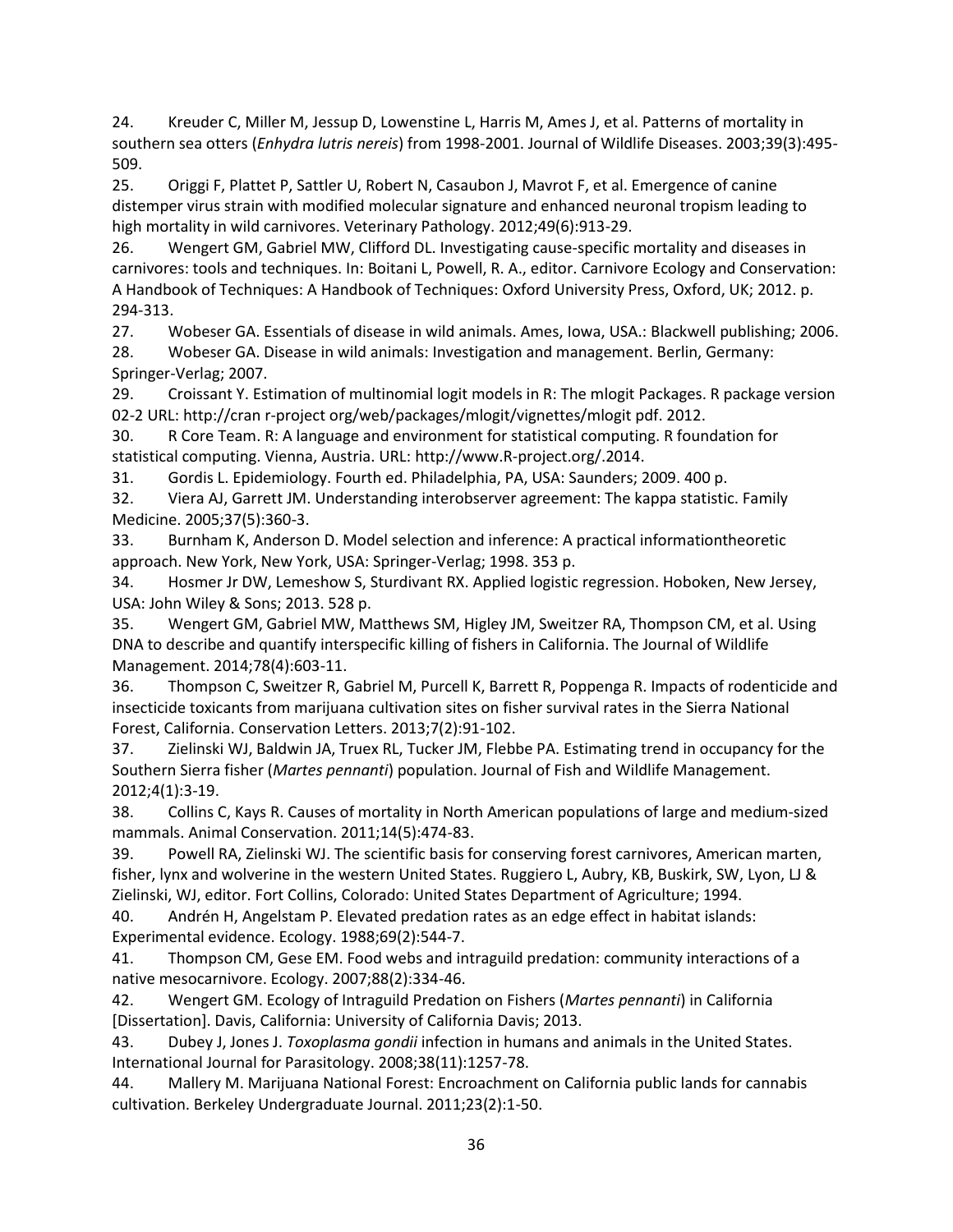24. Kreuder C, Miller M, Jessup D, Lowenstine L, Harris M, Ames J, et al. Patterns of mortality in southern sea otters (*Enhydra lutris nereis*) from 1998-2001. Journal of Wildlife Diseases. 2003;39(3):495-509.

25. Origgi F, Plattet P, Sattler U, Robert N, Casaubon J, Mavrot F, et al. Emergence of canine distemper virus strain with modified molecular signature and enhanced neuronal tropism leading to high mortality in wild carnivores. Veterinary Pathology. 2012;49(6):913-29.

26. Wengert GM, Gabriel MW, Clifford DL. Investigating cause-specific mortality and diseases in carnivores: tools and techniques. In: Boitani L, Powell, R. A., editor. Carnivore Ecology and Conservation: A Handbook of Techniques: A Handbook of Techniques: Oxford University Press, Oxford, UK; 2012. p. 294-313.

27. Wobeser GA. Essentials of disease in wild animals. Ames, Iowa, USA.: Blackwell publishing; 2006.

28. Wobeser GA. Disease in wild animals: Investigation and management. Berlin, Germany: Springer-Verlag; 2007.

29. Croissant Y. Estimation of multinomial logit models in R: The mlogit Packages. R package version 02-2 URL: http://cran r-project org/web/packages/mlogit/vignettes/mlogit pdf. 2012.

30. R Core Team. R: A language and environment for statistical computing. R foundation for statistical computing. Vienna, Austria. URL: http://www.R-project.org/.2014.

31. Gordis L. Epidemiology. Fourth ed. Philadelphia, PA, USA: Saunders; 2009. 400 p.

32. Viera AJ, Garrett JM. Understanding interobserver agreement: The kappa statistic. Family Medicine. 2005;37(5):360-3.

33. Burnham K, Anderson D. Model selection and inference: A practical informationtheoretic approach. New York, New York, USA: Springer-Verlag; 1998. 353 p.

34. Hosmer Jr DW, Lemeshow S, Sturdivant RX. Applied logistic regression. Hoboken, New Jersey, USA: John Wiley & Sons; 2013. 528 p.

35. Wengert GM, Gabriel MW, Matthews SM, Higley JM, Sweitzer RA, Thompson CM, et al. Using DNA to describe and quantify interspecific killing of fishers in California. The Journal of Wildlife Management. 2014;78(4):603-11.

36. Thompson C, Sweitzer R, Gabriel M, Purcell K, Barrett R, Poppenga R. Impacts of rodenticide and insecticide toxicants from marijuana cultivation sites on fisher survival rates in the Sierra National Forest, California. Conservation Letters. 2013;7(2):91-102.

37. Zielinski WJ, Baldwin JA, Truex RL, Tucker JM, Flebbe PA. Estimating trend in occupancy for the Southern Sierra fisher (*Martes pennanti*) population. Journal of Fish and Wildlife Management. 2012;4(1):3-19.

38. Collins C, Kays R. Causes of mortality in North American populations of large and medium-sized mammals. Animal Conservation. 2011;14(5):474-83.

39. Powell RA, Zielinski WJ. The scientific basis for conserving forest carnivores, American marten, fisher, lynx and wolverine in the western United States. Ruggiero L, Aubry, KB, Buskirk, SW, Lyon, LJ & Zielinski, WJ, editor. Fort Collins, Colorado: United States Department of Agriculture; 1994.

40. Andrén H, Angelstam P. Elevated predation rates as an edge effect in habitat islands: Experimental evidence. Ecology. 1988;69(2):544-7.

41. Thompson CM, Gese EM. Food webs and intraguild predation: community interactions of a native mesocarnivore. Ecology. 2007;88(2):334-46.

42. Wengert GM. Ecology of Intraguild Predation on Fishers (*Martes pennanti*) in California [Dissertation]. Davis, California: University of California Davis; 2013.

43. Dubey J, Jones J. *Toxoplasma gondii* infection in humans and animals in the United States. International Journal for Parasitology. 2008;38(11):1257-78.

44. Mallery M. Marijuana National Forest: Encroachment on California public lands for cannabis cultivation. Berkeley Undergraduate Journal. 2011;23(2):1-50.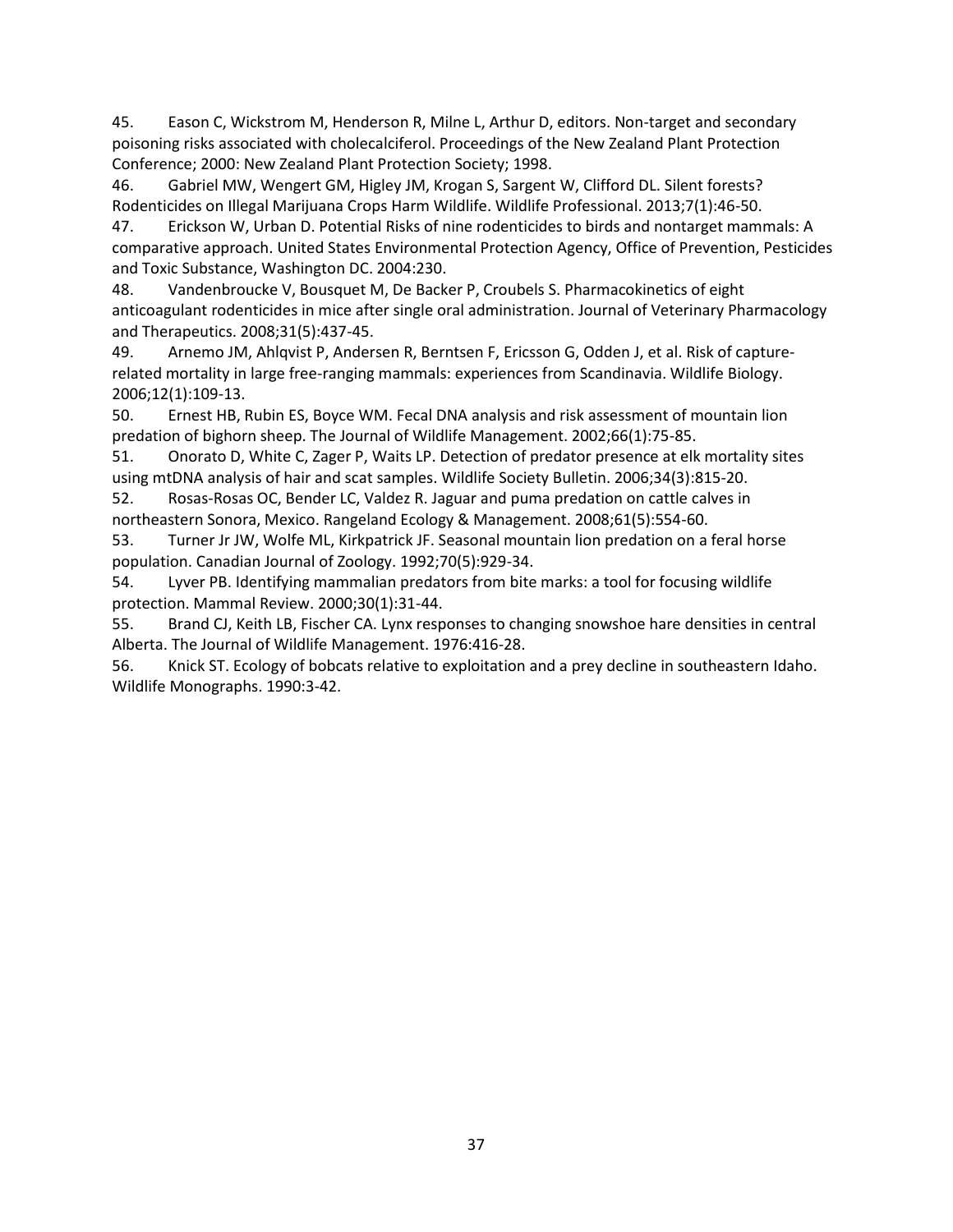45. Eason C, Wickstrom M, Henderson R, Milne L, Arthur D, editors. Non-target and secondary poisoning risks associated with cholecalciferol. Proceedings of the New Zealand Plant Protection Conference; 2000: New Zealand Plant Protection Society; 1998.

46. Gabriel MW, Wengert GM, Higley JM, Krogan S, Sargent W, Clifford DL. Silent forests? Rodenticides on Illegal Marijuana Crops Harm Wildlife. Wildlife Professional. 2013;7(1):46-50.

47. Erickson W, Urban D. Potential Risks of nine rodenticides to birds and nontarget mammals: A comparative approach. United States Environmental Protection Agency, Office of Prevention, Pesticides and Toxic Substance, Washington DC. 2004:230.

48. Vandenbroucke V, Bousquet M, De Backer P, Croubels S. Pharmacokinetics of eight anticoagulant rodenticides in mice after single oral administration. Journal of Veterinary Pharmacology and Therapeutics. 2008;31(5):437-45.

49. Arnemo JM, Ahlqvist P, Andersen R, Berntsen F, Ericsson G, Odden J, et al. Risk of capture-related mortality in large free-ranging mammals: experiences from Scandinavia. Wildlife Biology. 2006;12(1):109-13.

50. Ernest HB, Rubin ES, Boyce WM. Fecal DNA analysis and risk assessment of mountain lion predation of bighorn sheep. The Journal of Wildlife Management. 2002;66(1):75-85.

51. Onorato D, White C, Zager P, Waits LP. Detection of predator presence at elk mortality sites using mtDNA analysis of hair and scat samples. Wildlife Society Bulletin. 2006;34(3):815-20.

52. Rosas-Rosas OC, Bender LC, Valdez R. Jaguar and puma predation on cattle calves in northeastern Sonora, Mexico. Rangeland Ecology & Management. 2008;61(5):554-60.

53. Turner Jr JW, Wolfe ML, Kirkpatrick JF. Seasonal mountain lion predation on a feral horse population. Canadian Journal of Zoology. 1992;70(5):929-34.

54. Lyver PB. Identifying mammalian predators from bite marks: a tool for focusing wildlife protection. Mammal Review. 2000;30(1):31-44.

55. Brand CJ, Keith LB, Fischer CA. Lynx responses to changing snowshoe hare densities in central Alberta. The Journal of Wildlife Management. 1976:416-28.

56. Knick ST. Ecology of bobcats relative to exploitation and a prey decline in southeastern Idaho. Wildlife Monographs. 1990:3-42.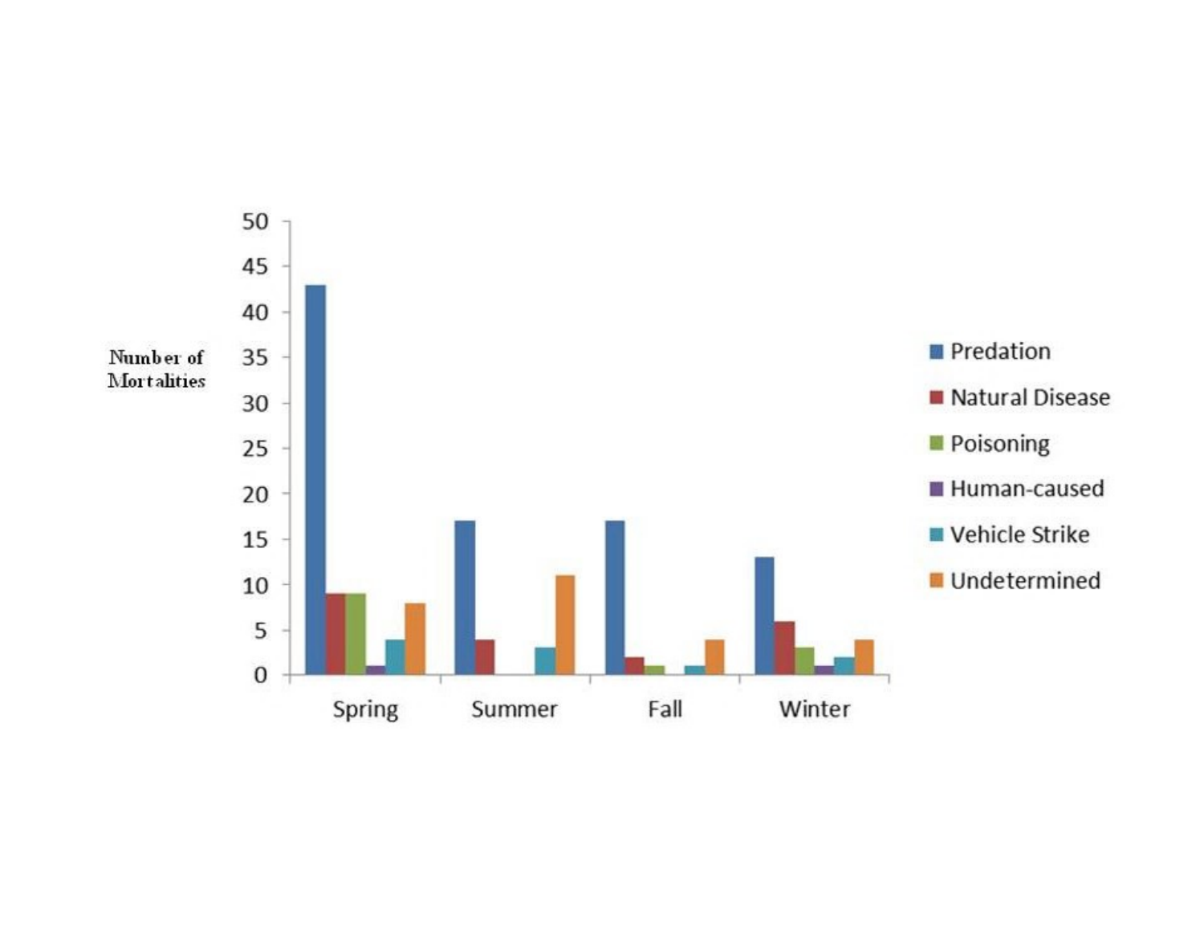Number of Mortalities

50
45
40
35
30
25
20
15
10
5
0

Spring
Summer
Fall
Winter

Predation
Natural Disease
Poisoning
Human-caused
Vehicle Strike
Undetermined